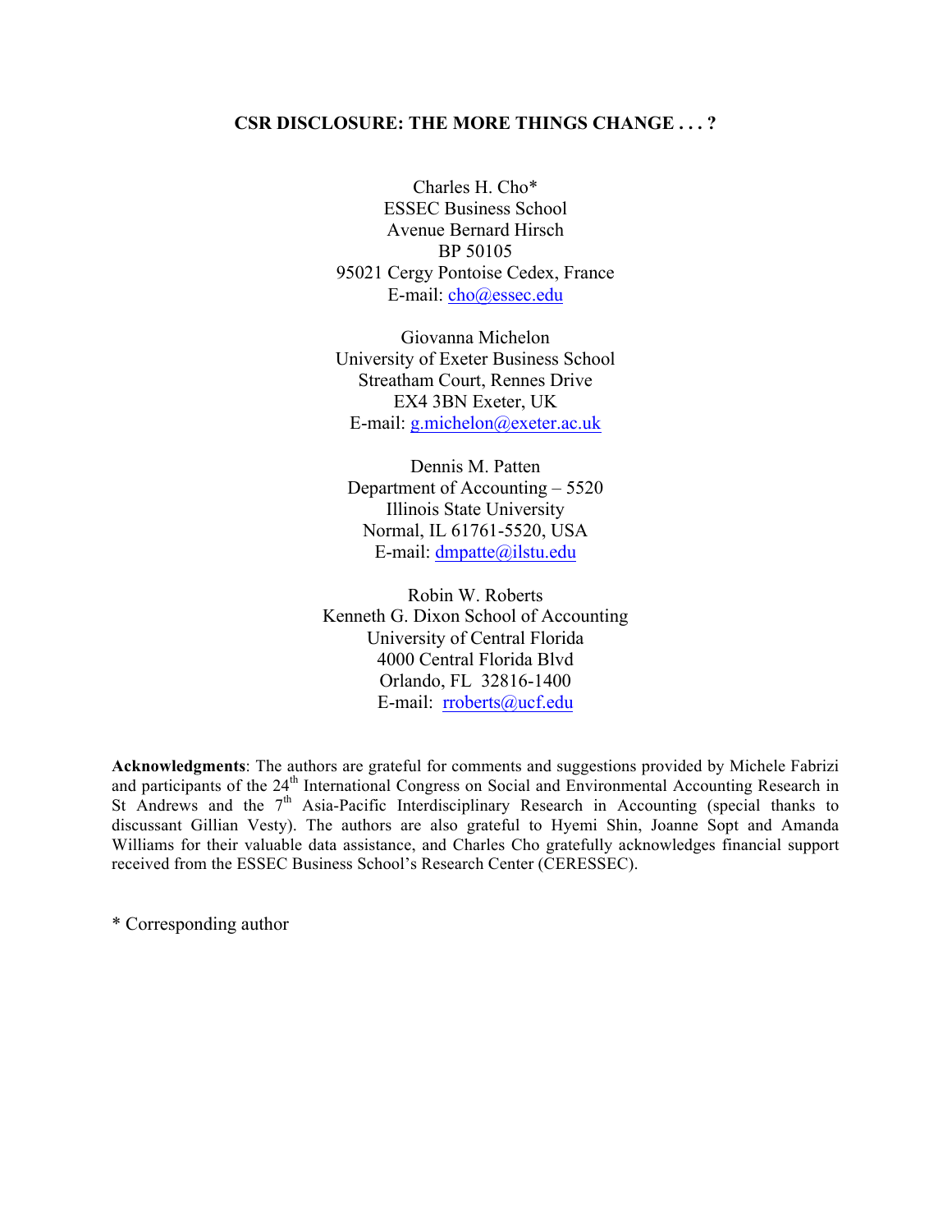# CSR DISCLOSURE: THE MORE THINGS CHANGE . . . ?

Charles H. Cho*
ESSEC Business School
Avenue Bernard Hirsch
BP 50105
95021 Cergy Pontoise Cedex, France
E-mail: cho@essec.edu

Giovanna Michelon
University of Exeter Business School
Streatham Court, Rennes Drive
EX4 3BN Exeter, UK
E-mail: g.michelon@exeter.ac.uk

Dennis M. Patten
Department of Accounting – 5520
Illinois State University
Normal, IL 61761-5520, USA
E-mail: dmpatte@ilstu.edu

Robin W. Roberts
Kenneth G. Dixon School of Accounting
University of Central Florida
4000 Central Florida Blvd
Orlando, FL 32816-1400
E-mail: rroberts@ucf.edu

**Acknowledgments**: The authors are grateful for comments and suggestions provided by Michele Fabrizi and participants of the 24th International Congress on Social and Environmental Accounting Research in St Andrews and the 7th Asia-Pacific Interdisciplinary Research in Accounting (special thanks to discussant Gillian Vesty). The authors are also grateful to Hyemi Shin, Joanne Sopt and Amanda Williams for their valuable data assistance, and Charles Cho gratefully acknowledges financial support received from the ESSEC Business School's Research Center (CERESSEC).

\* Corresponding author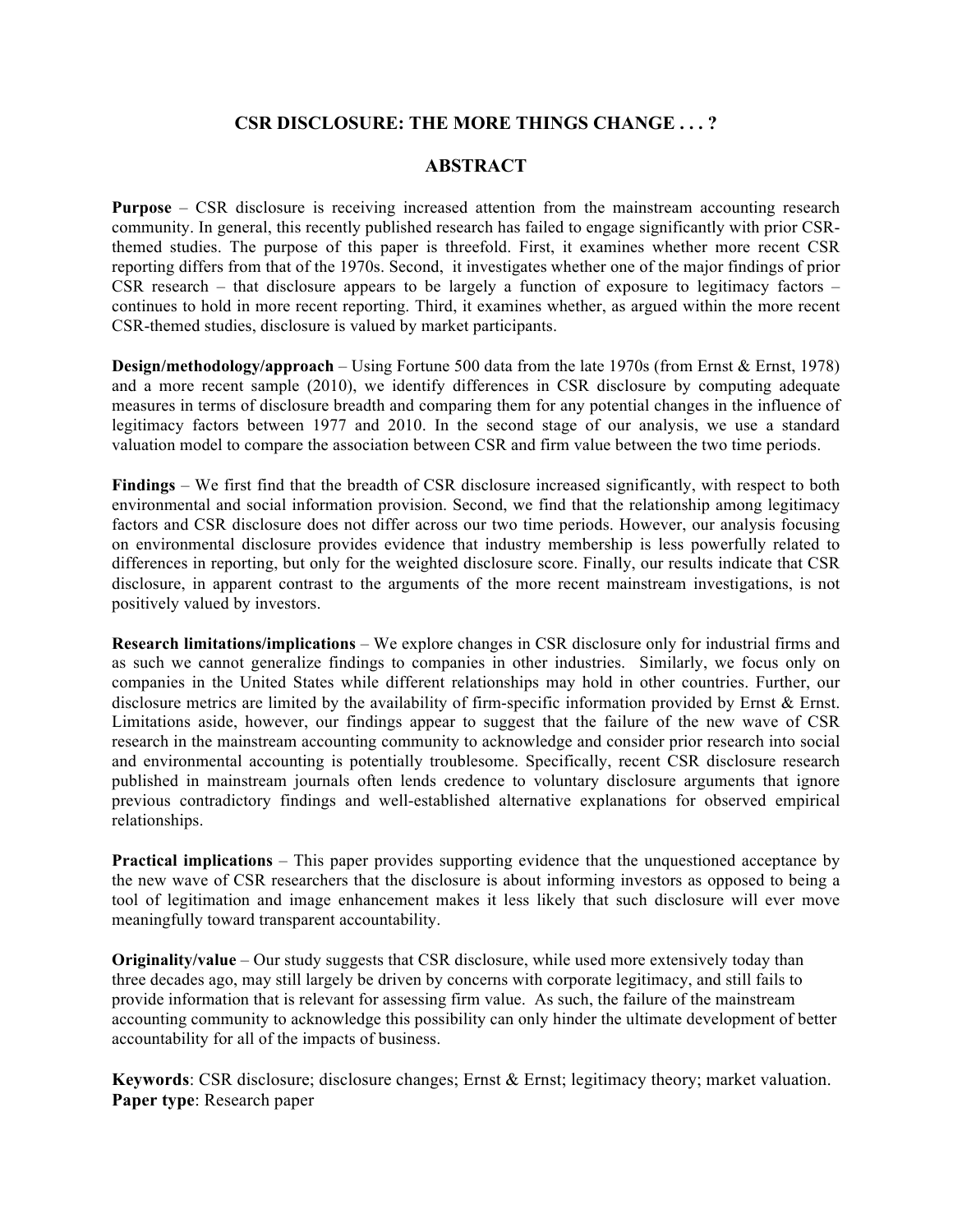# CSR DISCLOSURE: THE MORE THINGS CHANGE . . . ?

## ABSTRACT

**Purpose** – CSR disclosure is receiving increased attention from the mainstream accounting research community. In general, this recently published research has failed to engage significantly with prior CSR-themed studies. The purpose of this paper is threefold. First, it examines whether more recent CSR reporting differs from that of the 1970s. Second, it investigates whether one of the major findings of prior CSR research – that disclosure appears to be largely a function of exposure to legitimacy factors – continues to hold in more recent reporting. Third, it examines whether, as argued within the more recent CSR-themed studies, disclosure is valued by market participants.

**Design/methodology/approach** – Using Fortune 500 data from the late 1970s (from Ernst & Ernst, 1978) and a more recent sample (2010), we identify differences in CSR disclosure by computing adequate measures in terms of disclosure breadth and comparing them for any potential changes in the influence of legitimacy factors between 1977 and 2010. In the second stage of our analysis, we use a standard valuation model to compare the association between CSR and firm value between the two time periods.

**Findings** – We first find that the breadth of CSR disclosure increased significantly, with respect to both environmental and social information provision. Second, we find that the relationship among legitimacy factors and CSR disclosure does not differ across our two time periods. However, our analysis focusing on environmental disclosure provides evidence that industry membership is less powerfully related to differences in reporting, but only for the weighted disclosure score. Finally, our results indicate that CSR disclosure, in apparent contrast to the arguments of the more recent mainstream investigations, is not positively valued by investors.

**Research limitations/implications** – We explore changes in CSR disclosure only for industrial firms and as such we cannot generalize findings to companies in other industries. Similarly, we focus only on companies in the United States while different relationships may hold in other countries. Further, our disclosure metrics are limited by the availability of firm-specific information provided by Ernst & Ernst. Limitations aside, however, our findings appear to suggest that the failure of the new wave of CSR research in the mainstream accounting community to acknowledge and consider prior research into social and environmental accounting is potentially troublesome. Specifically, recent CSR disclosure research published in mainstream journals often lends credence to voluntary disclosure arguments that ignore previous contradictory findings and well-established alternative explanations for observed empirical relationships.

**Practical implications** – This paper provides supporting evidence that the unquestioned acceptance by the new wave of CSR researchers that the disclosure is about informing investors as opposed to being a tool of legitimation and image enhancement makes it less likely that such disclosure will ever move meaningfully toward transparent accountability.

**Originality/value** – Our study suggests that CSR disclosure, while used more extensively today than three decades ago, may still largely be driven by concerns with corporate legitimacy, and still fails to provide information that is relevant for assessing firm value. As such, the failure of the mainstream accounting community to acknowledge this possibility can only hinder the ultimate development of better accountability for all of the impacts of business.

**Keywords**: CSR disclosure; disclosure changes; Ernst & Ernst; legitimacy theory; market valuation.
**Paper type**: Research paper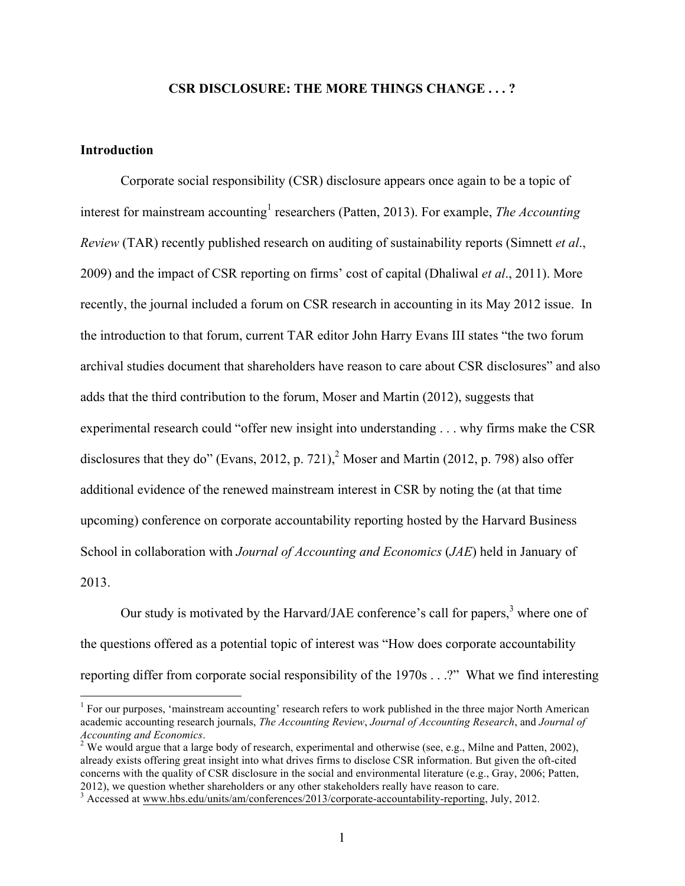# CSR DISCLOSURE: THE MORE THINGS CHANGE . . . ?

## Introduction

Corporate social responsibility (CSR) disclosure appears once again to be a topic of interest for mainstream accounting[1] researchers (Patten, 2013). For example, *The Accounting Review* (TAR) recently published research on auditing of sustainability reports (Simnett *et al*., 2009) and the impact of CSR reporting on firms' cost of capital (Dhaliwal *et al*., 2011). More recently, the journal included a forum on CSR research in accounting in its May 2012 issue. In the introduction to that forum, current TAR editor John Harry Evans III states "the two forum archival studies document that shareholders have reason to care about CSR disclosures" and also adds that the third contribution to the forum, Moser and Martin (2012), suggests that experimental research could "offer new insight into understanding . . . why firms make the CSR disclosures that they do" (Evans, 2012, p. 721),[2] Moser and Martin (2012, p. 798) also offer additional evidence of the renewed mainstream interest in CSR by noting the (at that time upcoming) conference on corporate accountability reporting hosted by the Harvard Business School in collaboration with *Journal of Accounting and Economics* (*JAE*) held in January of 2013.

Our study is motivated by the Harvard/JAE conference's call for papers,[3] where one of the questions offered as a potential topic of interest was "How does corporate accountability reporting differ from corporate social responsibility of the 1970s . . .?" What we find interesting

---

[1] For our purposes, 'mainstream accounting' research refers to work published in the three major North American academic accounting research journals, *The Accounting Review*, *Journal of Accounting Research*, and *Journal of Accounting and Economics*.

[2] We would argue that a large body of research, experimental and otherwise (see, e.g., Milne and Patten, 2002), already exists offering great insight into what drives firms to disclose CSR information. But given the oft-cited concerns with the quality of CSR disclosure in the social and environmental literature (e.g., Gray, 2006; Patten, 2012), we question whether shareholders or any other stakeholders really have reason to care.

[3] Accessed at www.hbs.edu/units/am/conferences/2013/corporate-accountability-reporting, July, 2012.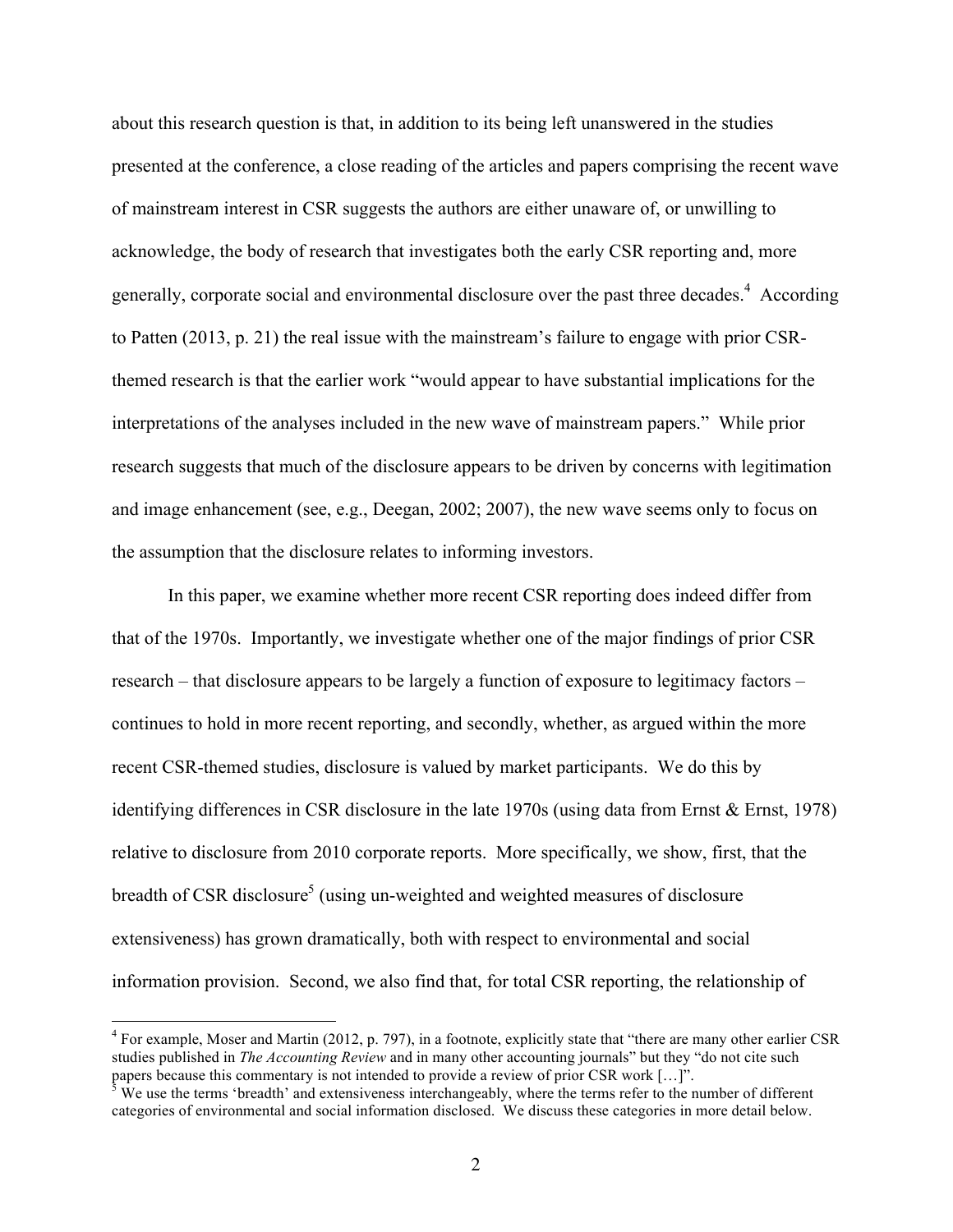about this research question is that, in addition to its being left unanswered in the studies presented at the conference, a close reading of the articles and papers comprising the recent wave of mainstream interest in CSR suggests the authors are either unaware of, or unwilling to acknowledge, the body of research that investigates both the early CSR reporting and, more generally, corporate social and environmental disclosure over the past three decades.[4] According to Patten (2013, p. 21) the real issue with the mainstream's failure to engage with prior CSR-themed research is that the earlier work "would appear to have substantial implications for the interpretations of the analyses included in the new wave of mainstream papers." While prior research suggests that much of the disclosure appears to be driven by concerns with legitimation and image enhancement (see, e.g., Deegan, 2002; 2007), the new wave seems only to focus on the assumption that the disclosure relates to informing investors.

In this paper, we examine whether more recent CSR reporting does indeed differ from that of the 1970s. Importantly, we investigate whether one of the major findings of prior CSR research – that disclosure appears to be largely a function of exposure to legitimacy factors – continues to hold in more recent reporting, and secondly, whether, as argued within the more recent CSR-themed studies, disclosure is valued by market participants. We do this by identifying differences in CSR disclosure in the late 1970s (using data from Ernst & Ernst, 1978) relative to disclosure from 2010 corporate reports. More specifically, we show, first, that the breadth of CSR disclosure[5] (using un-weighted and weighted measures of disclosure extensiveness) has grown dramatically, both with respect to environmental and social information provision. Second, we also find that, for total CSR reporting, the relationship of

---

[4] For example, Moser and Martin (2012, p. 797), in a footnote, explicitly state that "there are many other earlier CSR studies published in *The Accounting Review* and in many other accounting journals" but they "do not cite such papers because this commentary is not intended to provide a review of prior CSR work […]".

[5] We use the terms 'breadth' and extensiveness interchangeably, where the terms refer to the number of different categories of environmental and social information disclosed. We discuss these categories in more detail below.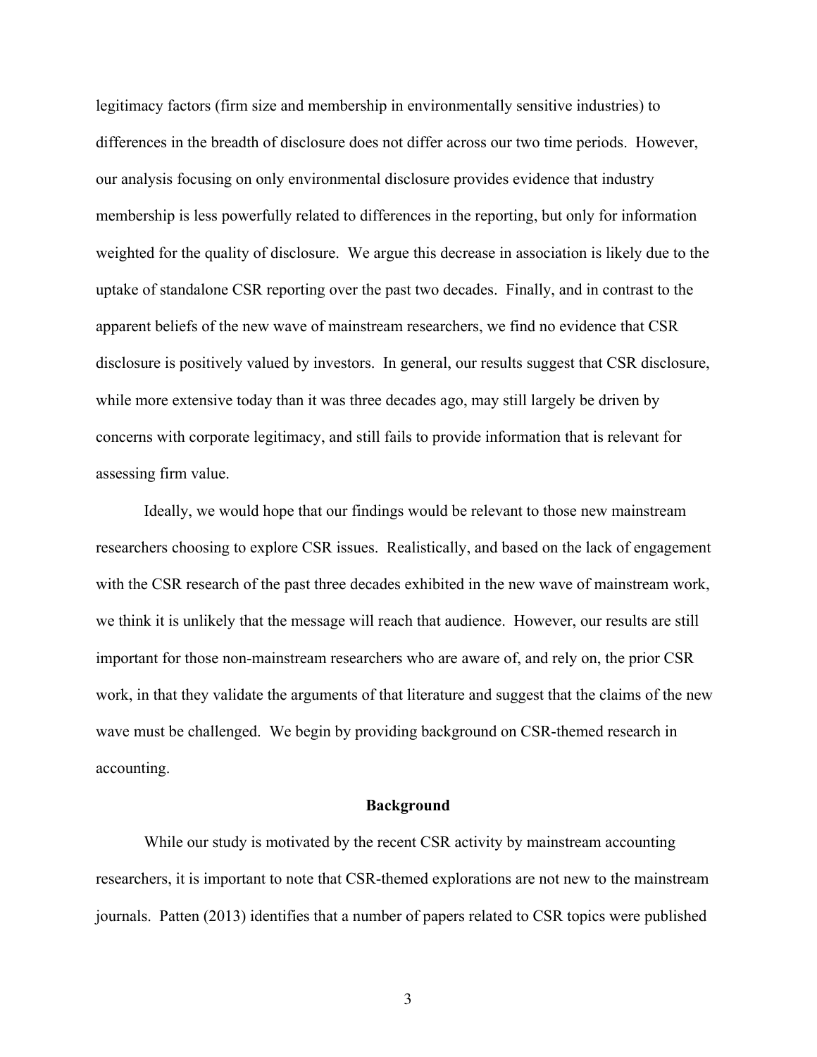legitimacy factors (firm size and membership in environmentally sensitive industries) to differences in the breadth of disclosure does not differ across our two time periods. However, our analysis focusing on only environmental disclosure provides evidence that industry membership is less powerfully related to differences in the reporting, but only for information weighted for the quality of disclosure. We argue this decrease in association is likely due to the uptake of standalone CSR reporting over the past two decades. Finally, and in contrast to the apparent beliefs of the new wave of mainstream researchers, we find no evidence that CSR disclosure is positively valued by investors. In general, our results suggest that CSR disclosure, while more extensive today than it was three decades ago, may still largely be driven by concerns with corporate legitimacy, and still fails to provide information that is relevant for assessing firm value.

Ideally, we would hope that our findings would be relevant to those new mainstream researchers choosing to explore CSR issues. Realistically, and based on the lack of engagement with the CSR research of the past three decades exhibited in the new wave of mainstream work, we think it is unlikely that the message will reach that audience. However, our results are still important for those non-mainstream researchers who are aware of, and rely on, the prior CSR work, in that they validate the arguments of that literature and suggest that the claims of the new wave must be challenged. We begin by providing background on CSR-themed research in accounting.

## Background

While our study is motivated by the recent CSR activity by mainstream accounting researchers, it is important to note that CSR-themed explorations are not new to the mainstream journals. Patten (2013) identifies that a number of papers related to CSR topics were published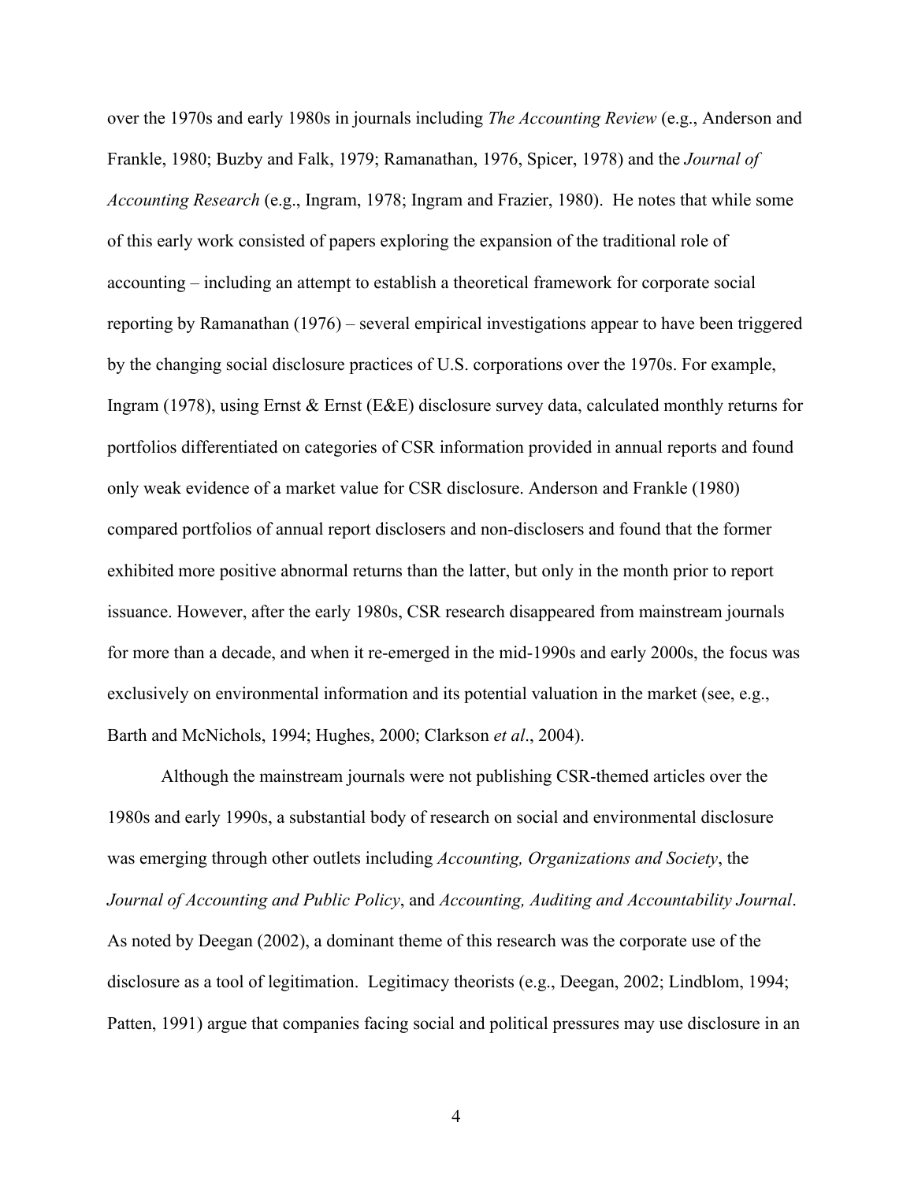over the 1970s and early 1980s in journals including *The Accounting Review* (e.g., Anderson and Frankle, 1980; Buzby and Falk, 1979; Ramanathan, 1976, Spicer, 1978) and the *Journal of Accounting Research* (e.g., Ingram, 1978; Ingram and Frazier, 1980). He notes that while some of this early work consisted of papers exploring the expansion of the traditional role of accounting – including an attempt to establish a theoretical framework for corporate social reporting by Ramanathan (1976) – several empirical investigations appear to have been triggered by the changing social disclosure practices of U.S. corporations over the 1970s. For example, Ingram (1978), using Ernst & Ernst (E&E) disclosure survey data, calculated monthly returns for portfolios differentiated on categories of CSR information provided in annual reports and found only weak evidence of a market value for CSR disclosure. Anderson and Frankle (1980) compared portfolios of annual report disclosers and non-disclosers and found that the former exhibited more positive abnormal returns than the latter, but only in the month prior to report issuance. However, after the early 1980s, CSR research disappeared from mainstream journals for more than a decade, and when it re-emerged in the mid-1990s and early 2000s, the focus was exclusively on environmental information and its potential valuation in the market (see, e.g., Barth and McNichols, 1994; Hughes, 2000; Clarkson *et al*., 2004).

Although the mainstream journals were not publishing CSR-themed articles over the 1980s and early 1990s, a substantial body of research on social and environmental disclosure was emerging through other outlets including *Accounting, Organizations and Society*, the *Journal of Accounting and Public Policy*, and *Accounting, Auditing and Accountability Journal*. As noted by Deegan (2002), a dominant theme of this research was the corporate use of the disclosure as a tool of legitimation. Legitimacy theorists (e.g., Deegan, 2002; Lindblom, 1994; Patten, 1991) argue that companies facing social and political pressures may use disclosure in an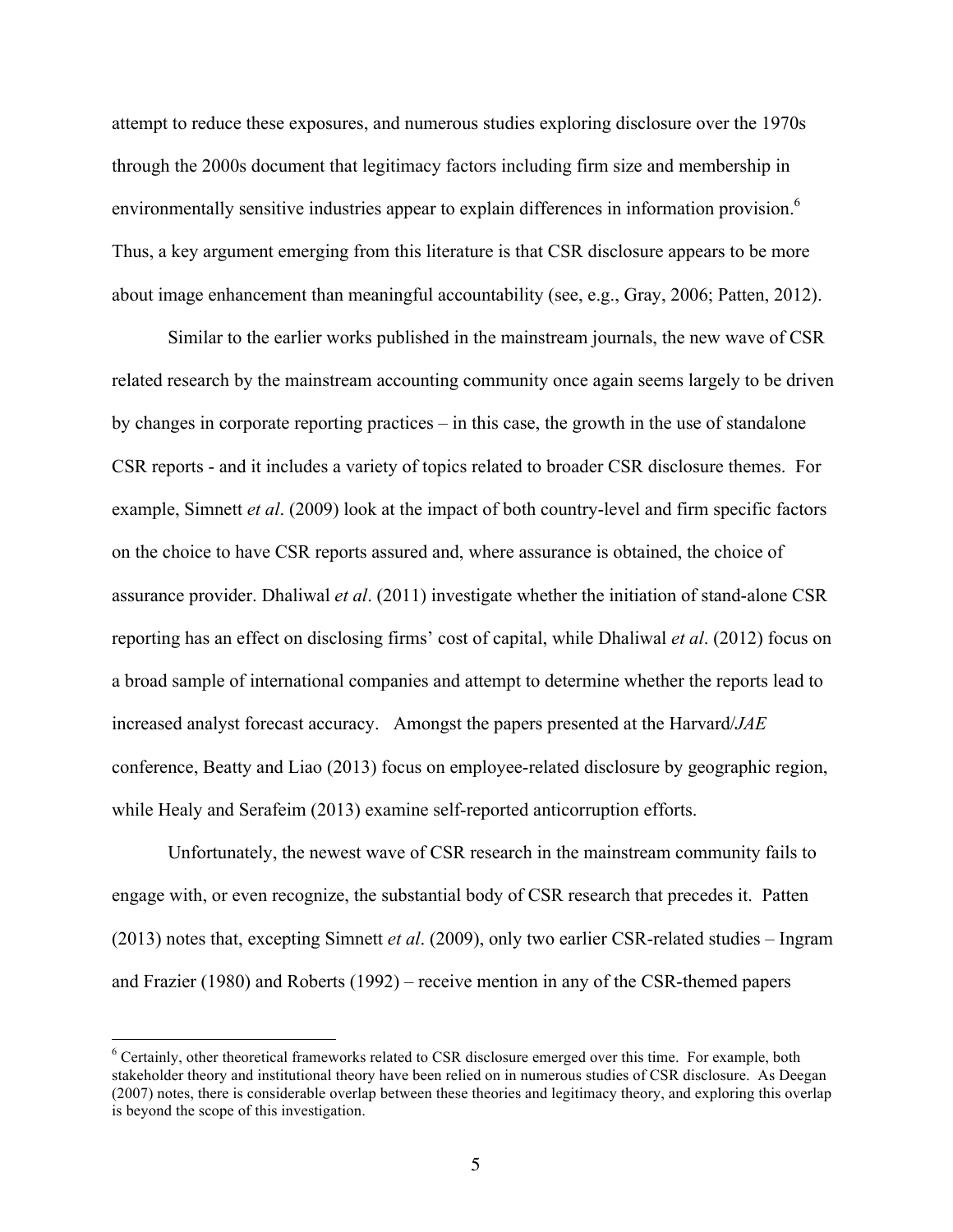attempt to reduce these exposures, and numerous studies exploring disclosure over the 1970s through the 2000s document that legitimacy factors including firm size and membership in environmentally sensitive industries appear to explain differences in information provision.[6] Thus, a key argument emerging from this literature is that CSR disclosure appears to be more about image enhancement than meaningful accountability (see, e.g., Gray, 2006; Patten, 2012).

Similar to the earlier works published in the mainstream journals, the new wave of CSR related research by the mainstream accounting community once again seems largely to be driven by changes in corporate reporting practices – in this case, the growth in the use of standalone CSR reports - and it includes a variety of topics related to broader CSR disclosure themes. For example, Simnett *et al*. (2009) look at the impact of both country-level and firm specific factors on the choice to have CSR reports assured and, where assurance is obtained, the choice of assurance provider. Dhaliwal *et al*. (2011) investigate whether the initiation of stand-alone CSR reporting has an effect on disclosing firms' cost of capital, while Dhaliwal *et al*. (2012) focus on a broad sample of international companies and attempt to determine whether the reports lead to increased analyst forecast accuracy. Amongst the papers presented at the Harvard/*JAE* conference, Beatty and Liao (2013) focus on employee-related disclosure by geographic region, while Healy and Serafeim (2013) examine self-reported anticorruption efforts.

Unfortunately, the newest wave of CSR research in the mainstream community fails to engage with, or even recognize, the substantial body of CSR research that precedes it. Patten (2013) notes that, excepting Simnett *et al*. (2009), only two earlier CSR-related studies – Ingram and Frazier (1980) and Roberts (1992) – receive mention in any of the CSR-themed papers

[6] Certainly, other theoretical frameworks related to CSR disclosure emerged over this time. For example, both stakeholder theory and institutional theory have been relied on in numerous studies of CSR disclosure. As Deegan (2007) notes, there is considerable overlap between these theories and legitimacy theory, and exploring this overlap is beyond the scope of this investigation.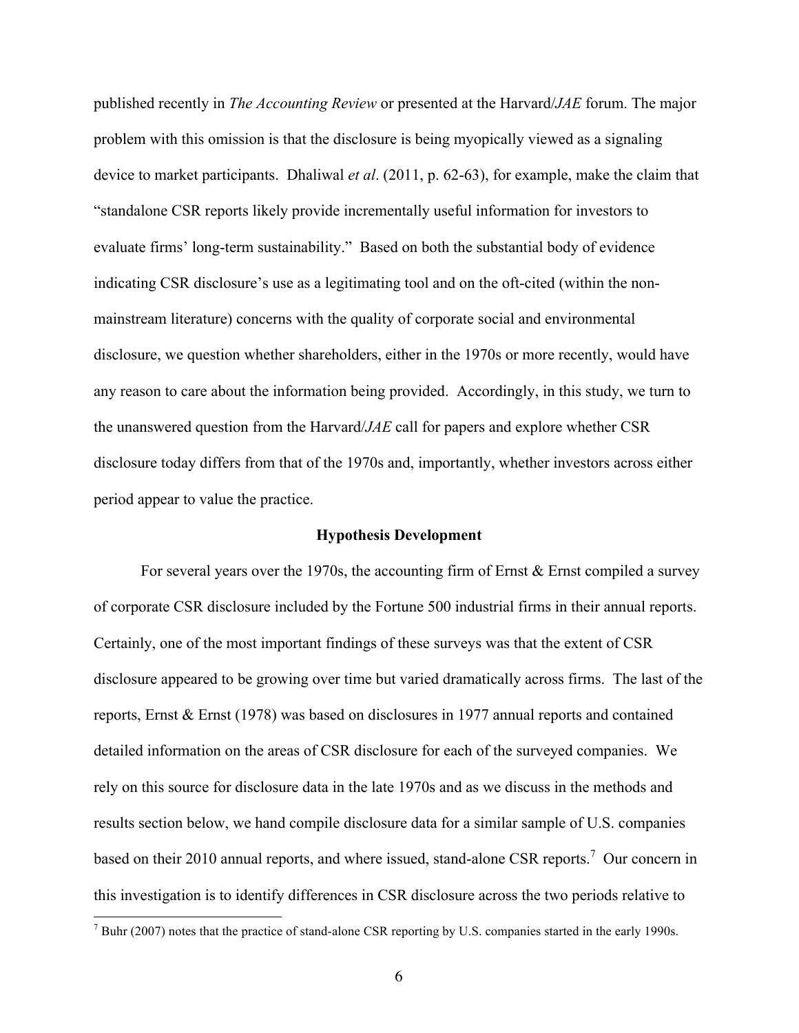published recently in *The Accounting Review* or presented at the Harvard/*JAE* forum. The major problem with this omission is that the disclosure is being myopically viewed as a signaling device to market participants. Dhaliwal *et al*. (2011, p. 62-63), for example, make the claim that "standalone CSR reports likely provide incrementally useful information for investors to evaluate firms' long-term sustainability." Based on both the substantial body of evidence indicating CSR disclosure's use as a legitimating tool and on the oft-cited (within the non-mainstream literature) concerns with the quality of corporate social and environmental disclosure, we question whether shareholders, either in the 1970s or more recently, would have any reason to care about the information being provided. Accordingly, in this study, we turn to the unanswered question from the Harvard/*JAE* call for papers and explore whether CSR disclosure today differs from that of the 1970s and, importantly, whether investors across either period appear to value the practice.

## Hypothesis Development

For several years over the 1970s, the accounting firm of Ernst & Ernst compiled a survey of corporate CSR disclosure included by the Fortune 500 industrial firms in their annual reports. Certainly, one of the most important findings of these surveys was that the extent of CSR disclosure appeared to be growing over time but varied dramatically across firms. The last of the reports, Ernst & Ernst (1978) was based on disclosures in 1977 annual reports and contained detailed information on the areas of CSR disclosure for each of the surveyed companies. We rely on this source for disclosure data in the late 1970s and as we discuss in the methods and results section below, we hand compile disclosure data for a similar sample of U.S. companies based on their 2010 annual reports, and where issued, stand-alone CSR reports.[7] Our concern in this investigation is to identify differences in CSR disclosure across the two periods relative to

[7] Buhr (2007) notes that the practice of stand-alone CSR reporting by U.S. companies started in the early 1990s.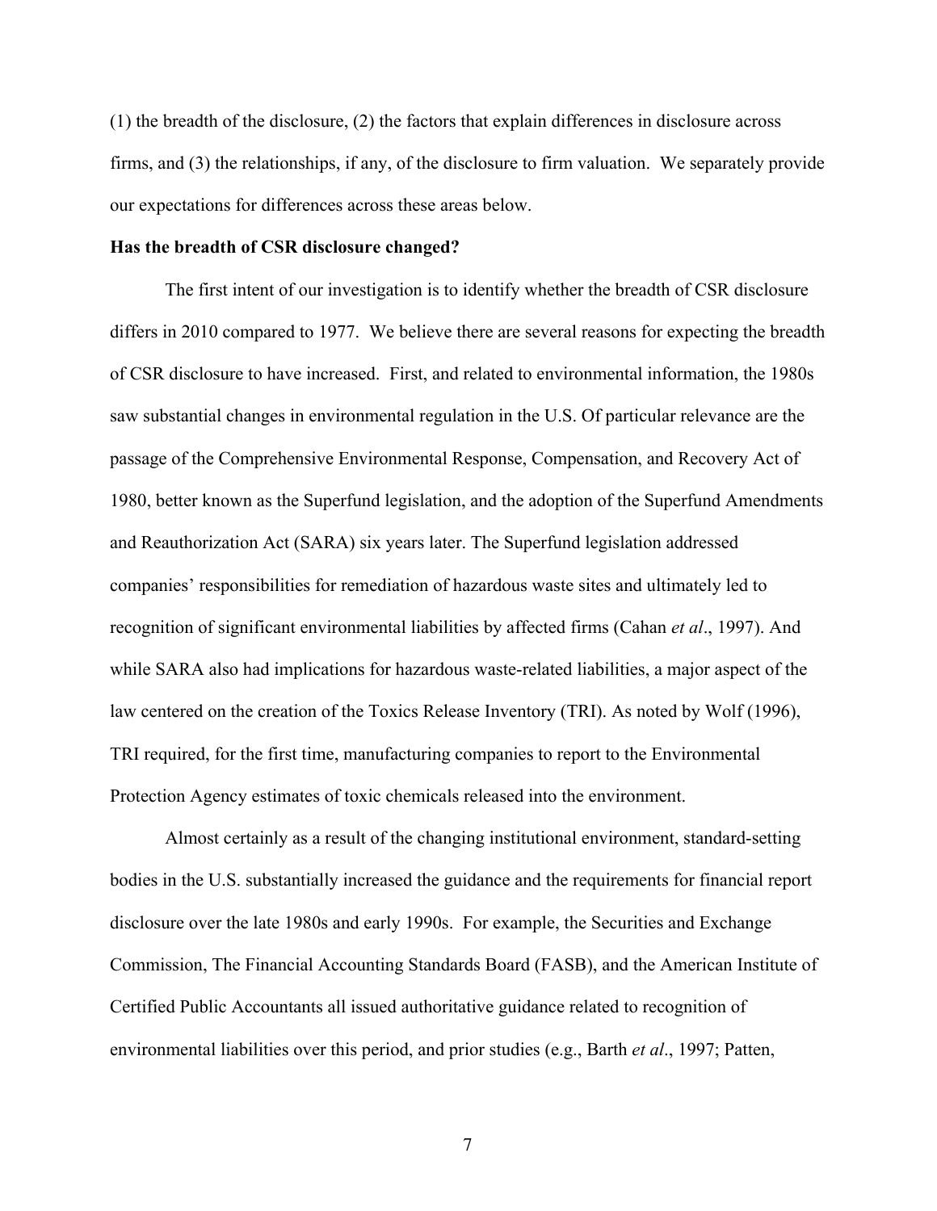(1) the breadth of the disclosure, (2) the factors that explain differences in disclosure across firms, and (3) the relationships, if any, of the disclosure to firm valuation. We separately provide our expectations for differences across these areas below.

**Has the breadth of CSR disclosure changed?**

The first intent of our investigation is to identify whether the breadth of CSR disclosure differs in 2010 compared to 1977. We believe there are several reasons for expecting the breadth of CSR disclosure to have increased. First, and related to environmental information, the 1980s saw substantial changes in environmental regulation in the U.S. Of particular relevance are the passage of the Comprehensive Environmental Response, Compensation, and Recovery Act of 1980, better known as the Superfund legislation, and the adoption of the Superfund Amendments and Reauthorization Act (SARA) six years later. The Superfund legislation addressed companies' responsibilities for remediation of hazardous waste sites and ultimately led to recognition of significant environmental liabilities by affected firms (Cahan *et al*., 1997). And while SARA also had implications for hazardous waste-related liabilities, a major aspect of the law centered on the creation of the Toxics Release Inventory (TRI). As noted by Wolf (1996), TRI required, for the first time, manufacturing companies to report to the Environmental Protection Agency estimates of toxic chemicals released into the environment.

Almost certainly as a result of the changing institutional environment, standard-setting bodies in the U.S. substantially increased the guidance and the requirements for financial report disclosure over the late 1980s and early 1990s. For example, the Securities and Exchange Commission, The Financial Accounting Standards Board (FASB), and the American Institute of Certified Public Accountants all issued authoritative guidance related to recognition of environmental liabilities over this period, and prior studies (e.g., Barth *et al*., 1997; Patten,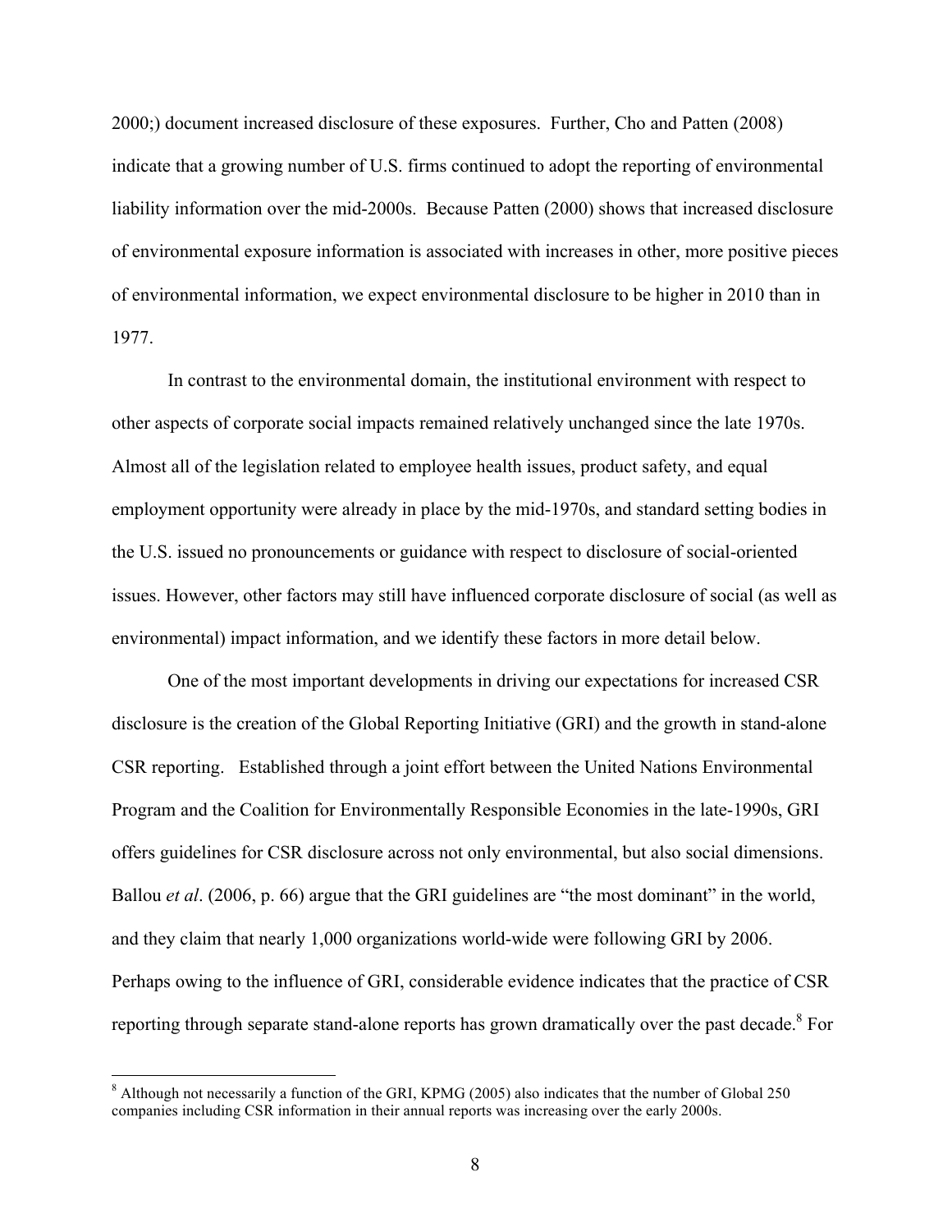2000;) document increased disclosure of these exposures. Further, Cho and Patten (2008) indicate that a growing number of U.S. firms continued to adopt the reporting of environmental liability information over the mid-2000s. Because Patten (2000) shows that increased disclosure of environmental exposure information is associated with increases in other, more positive pieces of environmental information, we expect environmental disclosure to be higher in 2010 than in 1977.

In contrast to the environmental domain, the institutional environment with respect to other aspects of corporate social impacts remained relatively unchanged since the late 1970s. Almost all of the legislation related to employee health issues, product safety, and equal employment opportunity were already in place by the mid-1970s, and standard setting bodies in the U.S. issued no pronouncements or guidance with respect to disclosure of social-oriented issues. However, other factors may still have influenced corporate disclosure of social (as well as environmental) impact information, and we identify these factors in more detail below.

One of the most important developments in driving our expectations for increased CSR disclosure is the creation of the Global Reporting Initiative (GRI) and the growth in stand-alone CSR reporting. Established through a joint effort between the United Nations Environmental Program and the Coalition for Environmentally Responsible Economies in the late-1990s, GRI offers guidelines for CSR disclosure across not only environmental, but also social dimensions. Ballou *et al*. (2006, p. 66) argue that the GRI guidelines are "the most dominant" in the world, and they claim that nearly 1,000 organizations world-wide were following GRI by 2006. Perhaps owing to the influence of GRI, considerable evidence indicates that the practice of CSR reporting through separate stand-alone reports has grown dramatically over the past decade.[8] For

[8] Although not necessarily a function of the GRI, KPMG (2005) also indicates that the number of Global 250 companies including CSR information in their annual reports was increasing over the early 2000s.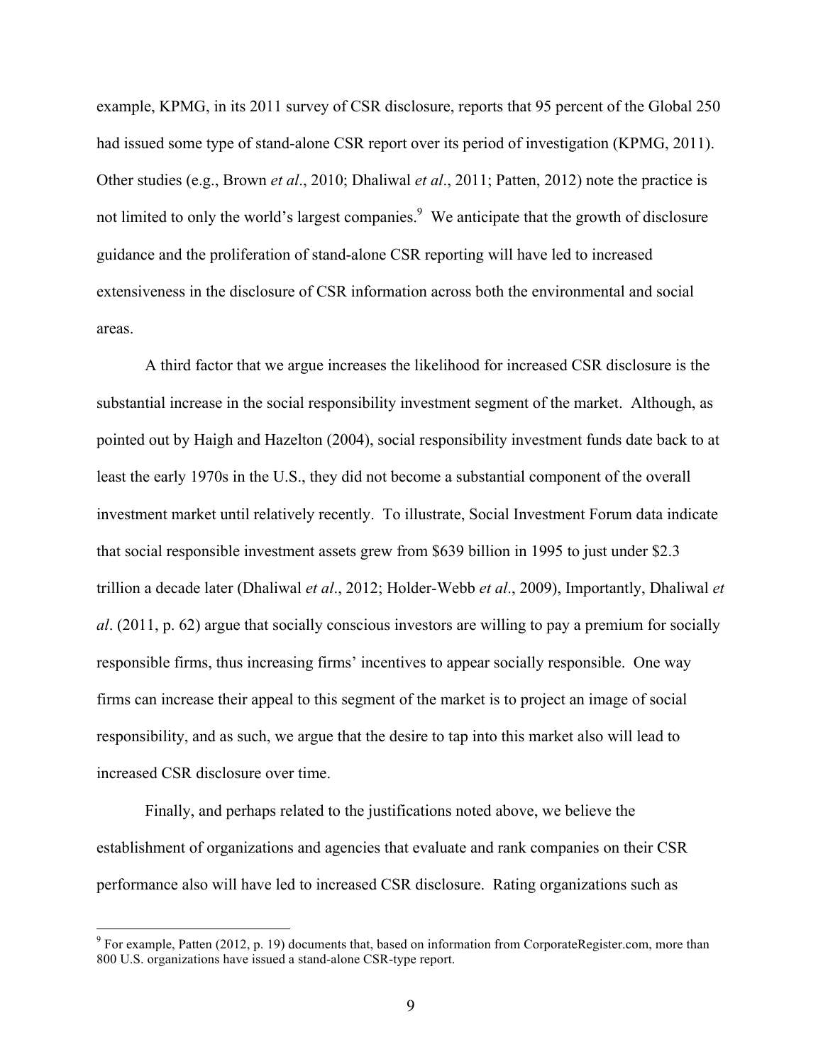example, KPMG, in its 2011 survey of CSR disclosure, reports that 95 percent of the Global 250 had issued some type of stand-alone CSR report over its period of investigation (KPMG, 2011). Other studies (e.g., Brown *et al*., 2010; Dhaliwal *et al*., 2011; Patten, 2012) note the practice is not limited to only the world's largest companies.[9] We anticipate that the growth of disclosure guidance and the proliferation of stand-alone CSR reporting will have led to increased extensiveness in the disclosure of CSR information across both the environmental and social areas.

A third factor that we argue increases the likelihood for increased CSR disclosure is the substantial increase in the social responsibility investment segment of the market. Although, as pointed out by Haigh and Hazelton (2004), social responsibility investment funds date back to at least the early 1970s in the U.S., they did not become a substantial component of the overall investment market until relatively recently. To illustrate, Social Investment Forum data indicate that social responsible investment assets grew from $639 billion in 1995 to just under $2.3 trillion a decade later (Dhaliwal *et al*., 2012; Holder-Webb *et al*., 2009), Importantly, Dhaliwal *et al*. (2011, p. 62) argue that socially conscious investors are willing to pay a premium for socially responsible firms, thus increasing firms' incentives to appear socially responsible. One way firms can increase their appeal to this segment of the market is to project an image of social responsibility, and as such, we argue that the desire to tap into this market also will lead to increased CSR disclosure over time.

Finally, and perhaps related to the justifications noted above, we believe the establishment of organizations and agencies that evaluate and rank companies on their CSR performance also will have led to increased CSR disclosure. Rating organizations such as

[9] For example, Patten (2012, p. 19) documents that, based on information from CorporateRegister.com, more than 800 U.S. organizations have issued a stand-alone CSR-type report.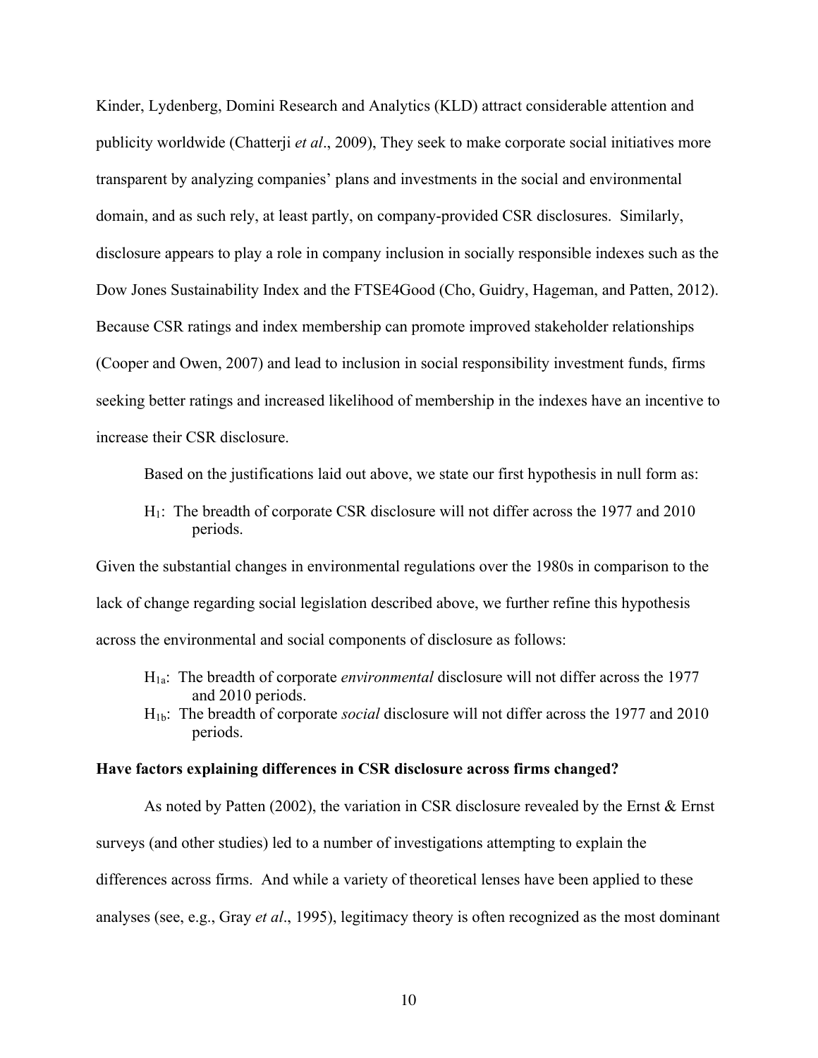Kinder, Lydenberg, Domini Research and Analytics (KLD) attract considerable attention and publicity worldwide (Chatterji *et al*., 2009), They seek to make corporate social initiatives more transparent by analyzing companies' plans and investments in the social and environmental domain, and as such rely, at least partly, on company-provided CSR disclosures. Similarly, disclosure appears to play a role in company inclusion in socially responsible indexes such as the Dow Jones Sustainability Index and the FTSE4Good (Cho, Guidry, Hageman, and Patten, 2012). Because CSR ratings and index membership can promote improved stakeholder relationships (Cooper and Owen, 2007) and lead to inclusion in social responsibility investment funds, firms seeking better ratings and increased likelihood of membership in the indexes have an incentive to increase their CSR disclosure.

Based on the justifications laid out above, we state our first hypothesis in null form as:

> $H_1$: The breadth of corporate CSR disclosure will not differ across the 1977 and 2010 periods.

Given the substantial changes in environmental regulations over the 1980s in comparison to the lack of change regarding social legislation described above, we further refine this hypothesis across the environmental and social components of disclosure as follows:

> $H_{1a}$: The breadth of corporate *environmental* disclosure will not differ across the 1977 and 2010 periods.
>
> $H_{1b}$: The breadth of corporate *social* disclosure will not differ across the 1977 and 2010 periods.

**Have factors explaining differences in CSR disclosure across firms changed?**

As noted by Patten (2002), the variation in CSR disclosure revealed by the Ernst & Ernst surveys (and other studies) led to a number of investigations attempting to explain the differences across firms. And while a variety of theoretical lenses have been applied to these analyses (see, e.g., Gray *et al*., 1995), legitimacy theory is often recognized as the most dominant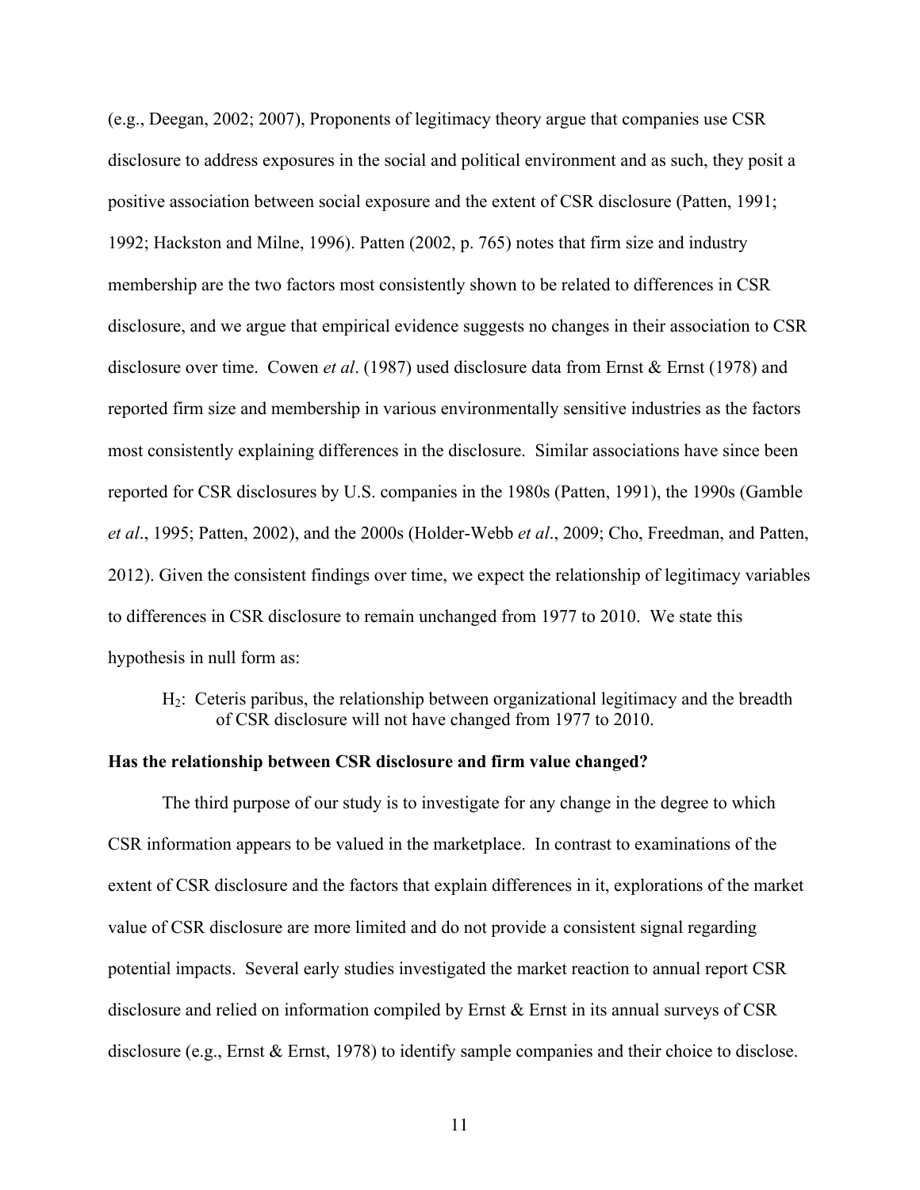(e.g., Deegan, 2002; 2007), Proponents of legitimacy theory argue that companies use CSR disclosure to address exposures in the social and political environment and as such, they posit a positive association between social exposure and the extent of CSR disclosure (Patten, 1991; 1992; Hackston and Milne, 1996). Patten (2002, p. 765) notes that firm size and industry membership are the two factors most consistently shown to be related to differences in CSR disclosure, and we argue that empirical evidence suggests no changes in their association to CSR disclosure over time. Cowen *et al*. (1987) used disclosure data from Ernst & Ernst (1978) and reported firm size and membership in various environmentally sensitive industries as the factors most consistently explaining differences in the disclosure. Similar associations have since been reported for CSR disclosures by U.S. companies in the 1980s (Patten, 1991), the 1990s (Gamble *et al*., 1995; Patten, 2002), and the 2000s (Holder-Webb *et al*., 2009; Cho, Freedman, and Patten, 2012). Given the consistent findings over time, we expect the relationship of legitimacy variables to differences in CSR disclosure to remain unchanged from 1977 to 2010. We state this hypothesis in null form as:

> $H_2$: Ceteris paribus, the relationship between organizational legitimacy and the breadth of CSR disclosure will not have changed from 1977 to 2010.

**Has the relationship between CSR disclosure and firm value changed?**

The third purpose of our study is to investigate for any change in the degree to which CSR information appears to be valued in the marketplace. In contrast to examinations of the extent of CSR disclosure and the factors that explain differences in it, explorations of the market value of CSR disclosure are more limited and do not provide a consistent signal regarding potential impacts. Several early studies investigated the market reaction to annual report CSR disclosure and relied on information compiled by Ernst & Ernst in its annual surveys of CSR disclosure (e.g., Ernst & Ernst, 1978) to identify sample companies and their choice to disclose.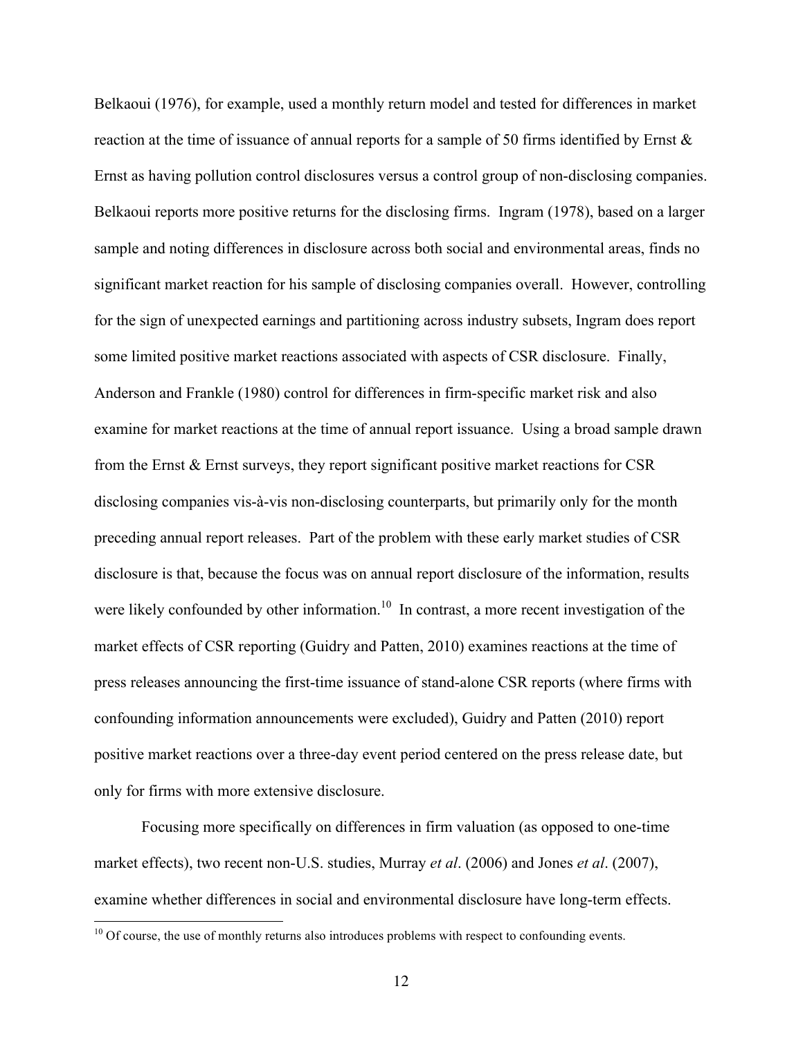Belkaoui (1976), for example, used a monthly return model and tested for differences in market reaction at the time of issuance of annual reports for a sample of 50 firms identified by Ernst & Ernst as having pollution control disclosures versus a control group of non-disclosing companies. Belkaoui reports more positive returns for the disclosing firms. Ingram (1978), based on a larger sample and noting differences in disclosure across both social and environmental areas, finds no significant market reaction for his sample of disclosing companies overall. However, controlling for the sign of unexpected earnings and partitioning across industry subsets, Ingram does report some limited positive market reactions associated with aspects of CSR disclosure. Finally, Anderson and Frankle (1980) control for differences in firm-specific market risk and also examine for market reactions at the time of annual report issuance. Using a broad sample drawn from the Ernst & Ernst surveys, they report significant positive market reactions for CSR disclosing companies vis-à-vis non-disclosing counterparts, but primarily only for the month preceding annual report releases. Part of the problem with these early market studies of CSR disclosure is that, because the focus was on annual report disclosure of the information, results were likely confounded by other information.[10] In contrast, a more recent investigation of the market effects of CSR reporting (Guidry and Patten, 2010) examines reactions at the time of press releases announcing the first-time issuance of stand-alone CSR reports (where firms with confounding information announcements were excluded), Guidry and Patten (2010) report positive market reactions over a three-day event period centered on the press release date, but only for firms with more extensive disclosure.

Focusing more specifically on differences in firm valuation (as opposed to one-time market effects), two recent non-U.S. studies, Murray *et al*. (2006) and Jones *et al*. (2007), examine whether differences in social and environmental disclosure have long-term effects.

[10] Of course, the use of monthly returns also introduces problems with respect to confounding events.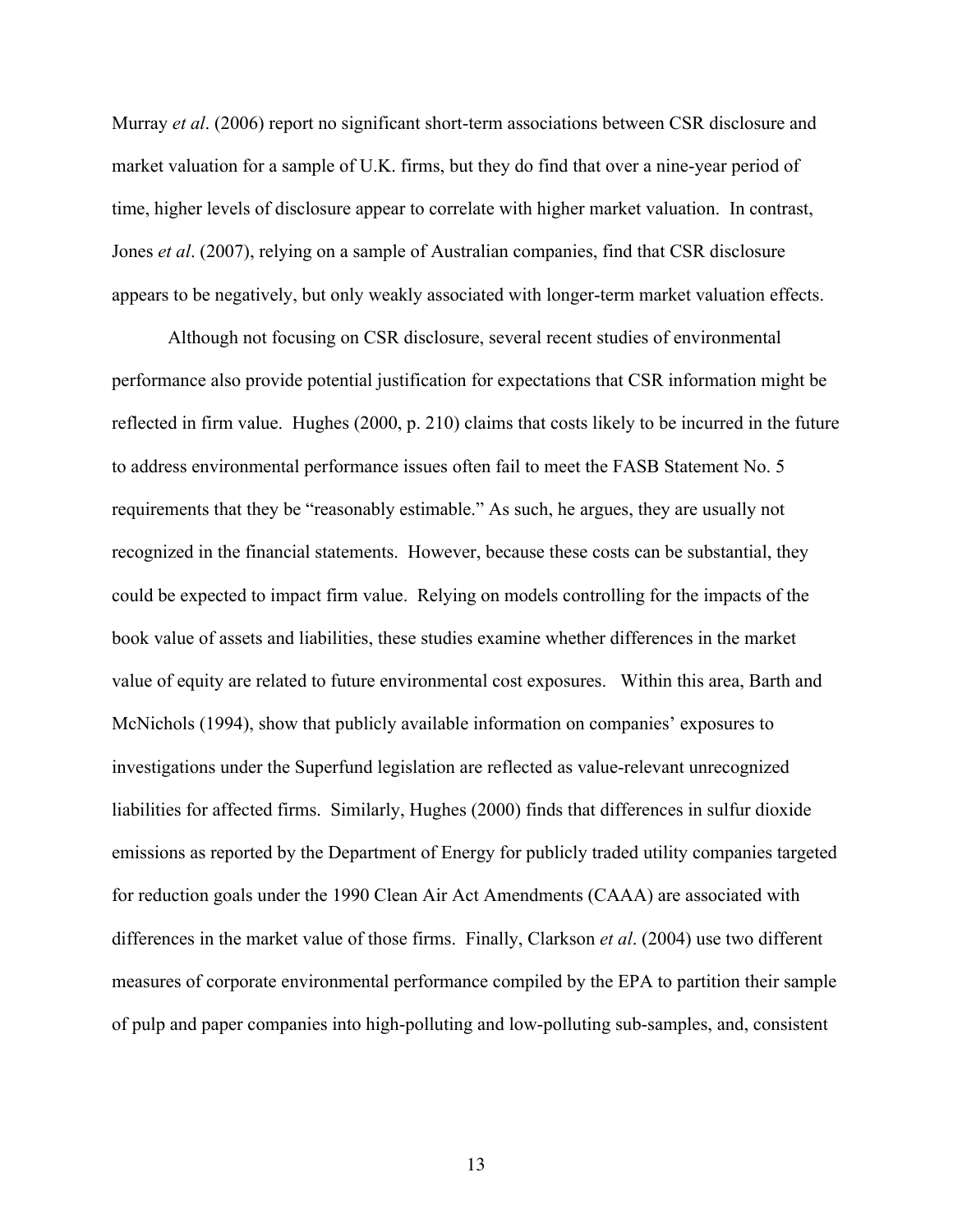Murray *et al*. (2006) report no significant short-term associations between CSR disclosure and market valuation for a sample of U.K. firms, but they do find that over a nine-year period of time, higher levels of disclosure appear to correlate with higher market valuation. In contrast, Jones *et al*. (2007), relying on a sample of Australian companies, find that CSR disclosure appears to be negatively, but only weakly associated with longer-term market valuation effects.

Although not focusing on CSR disclosure, several recent studies of environmental performance also provide potential justification for expectations that CSR information might be reflected in firm value. Hughes (2000, p. 210) claims that costs likely to be incurred in the future to address environmental performance issues often fail to meet the FASB Statement No. 5 requirements that they be "reasonably estimable." As such, he argues, they are usually not recognized in the financial statements. However, because these costs can be substantial, they could be expected to impact firm value. Relying on models controlling for the impacts of the book value of assets and liabilities, these studies examine whether differences in the market value of equity are related to future environmental cost exposures. Within this area, Barth and McNichols (1994), show that publicly available information on companies' exposures to investigations under the Superfund legislation are reflected as value-relevant unrecognized liabilities for affected firms. Similarly, Hughes (2000) finds that differences in sulfur dioxide emissions as reported by the Department of Energy for publicly traded utility companies targeted for reduction goals under the 1990 Clean Air Act Amendments (CAAA) are associated with differences in the market value of those firms. Finally, Clarkson *et al*. (2004) use two different measures of corporate environmental performance compiled by the EPA to partition their sample of pulp and paper companies into high-polluting and low-polluting sub-samples, and, consistent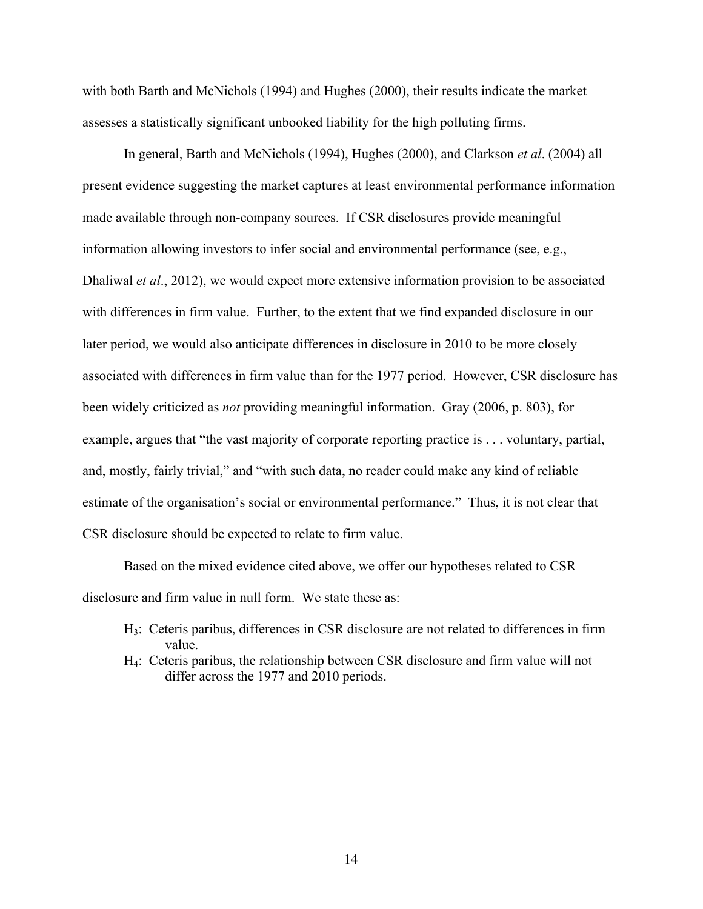with both Barth and McNichols (1994) and Hughes (2000), their results indicate the market assesses a statistically significant unbooked liability for the high polluting firms.

In general, Barth and McNichols (1994), Hughes (2000), and Clarkson *et al*. (2004) all present evidence suggesting the market captures at least environmental performance information made available through non-company sources. If CSR disclosures provide meaningful information allowing investors to infer social and environmental performance (see, e.g., Dhaliwal *et al*., 2012), we would expect more extensive information provision to be associated with differences in firm value. Further, to the extent that we find expanded disclosure in our later period, we would also anticipate differences in disclosure in 2010 to be more closely associated with differences in firm value than for the 1977 period. However, CSR disclosure has been widely criticized as *not* providing meaningful information. Gray (2006, p. 803), for example, argues that "the vast majority of corporate reporting practice is . . . voluntary, partial, and, mostly, fairly trivial," and "with such data, no reader could make any kind of reliable estimate of the organisation's social or environmental performance." Thus, it is not clear that CSR disclosure should be expected to relate to firm value.

Based on the mixed evidence cited above, we offer our hypotheses related to CSR disclosure and firm value in null form. We state these as:

- $H_3$: Ceteris paribus, differences in CSR disclosure are not related to differences in firm value.
- $H_4$: Ceteris paribus, the relationship between CSR disclosure and firm value will not differ across the 1977 and 2010 periods.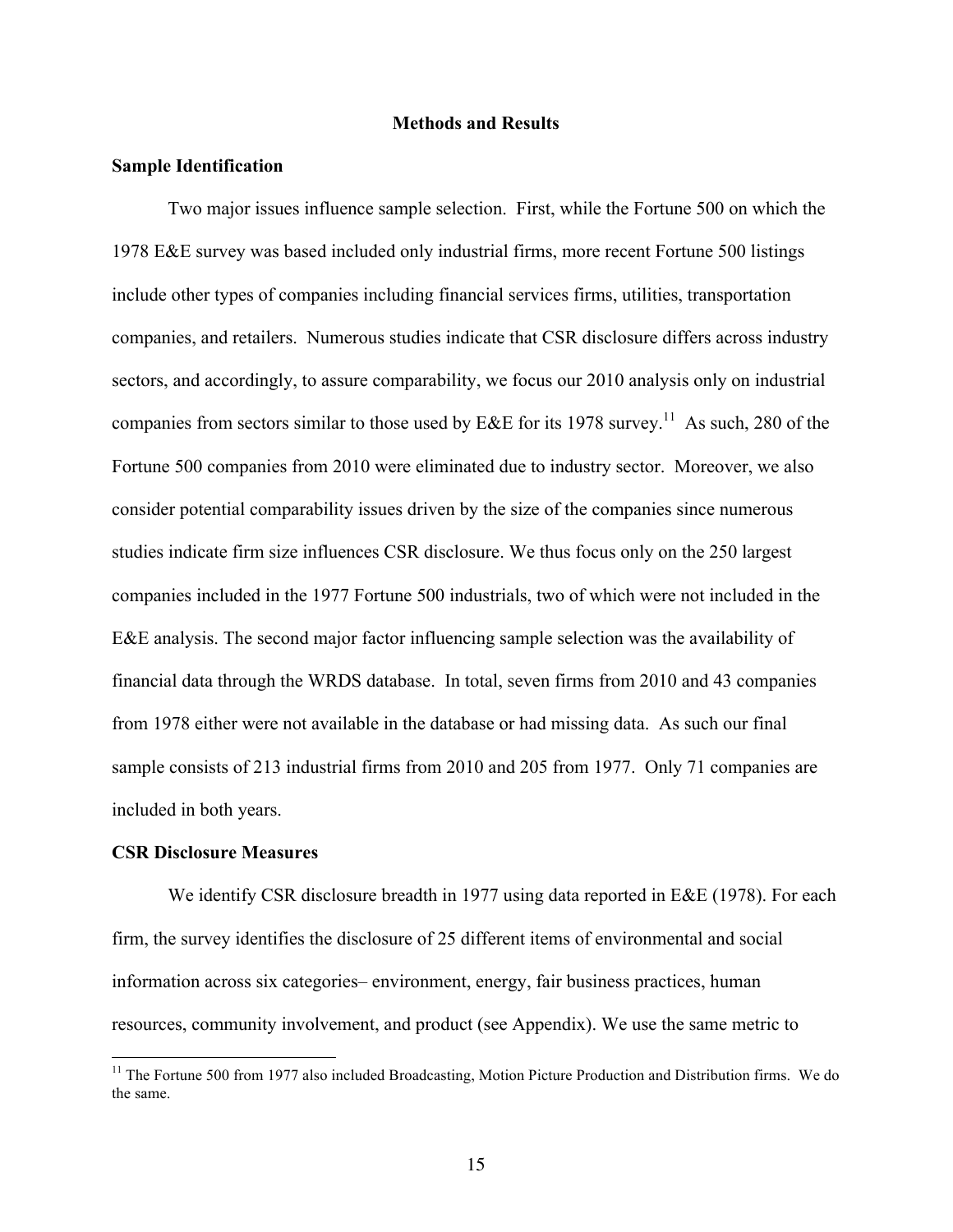## Methods and Results

### Sample Identification

Two major issues influence sample selection. First, while the Fortune 500 on which the 1978 E&E survey was based included only industrial firms, more recent Fortune 500 listings include other types of companies including financial services firms, utilities, transportation companies, and retailers. Numerous studies indicate that CSR disclosure differs across industry sectors, and accordingly, to assure comparability, we focus our 2010 analysis only on industrial companies from sectors similar to those used by E&E for its 1978 survey.[11] As such, 280 of the Fortune 500 companies from 2010 were eliminated due to industry sector. Moreover, we also consider potential comparability issues driven by the size of the companies since numerous studies indicate firm size influences CSR disclosure. We thus focus only on the 250 largest companies included in the 1977 Fortune 500 industrials, two of which were not included in the E&E analysis. The second major factor influencing sample selection was the availability of financial data through the WRDS database. In total, seven firms from 2010 and 43 companies from 1978 either were not available in the database or had missing data. As such our final sample consists of 213 industrial firms from 2010 and 205 from 1977. Only 71 companies are included in both years.

### CSR Disclosure Measures

We identify CSR disclosure breadth in 1977 using data reported in E&E (1978). For each firm, the survey identifies the disclosure of 25 different items of environmental and social information across six categories– environment, energy, fair business practices, human resources, community involvement, and product (see Appendix). We use the same metric to

[11] The Fortune 500 from 1977 also included Broadcasting, Motion Picture Production and Distribution firms. We do the same.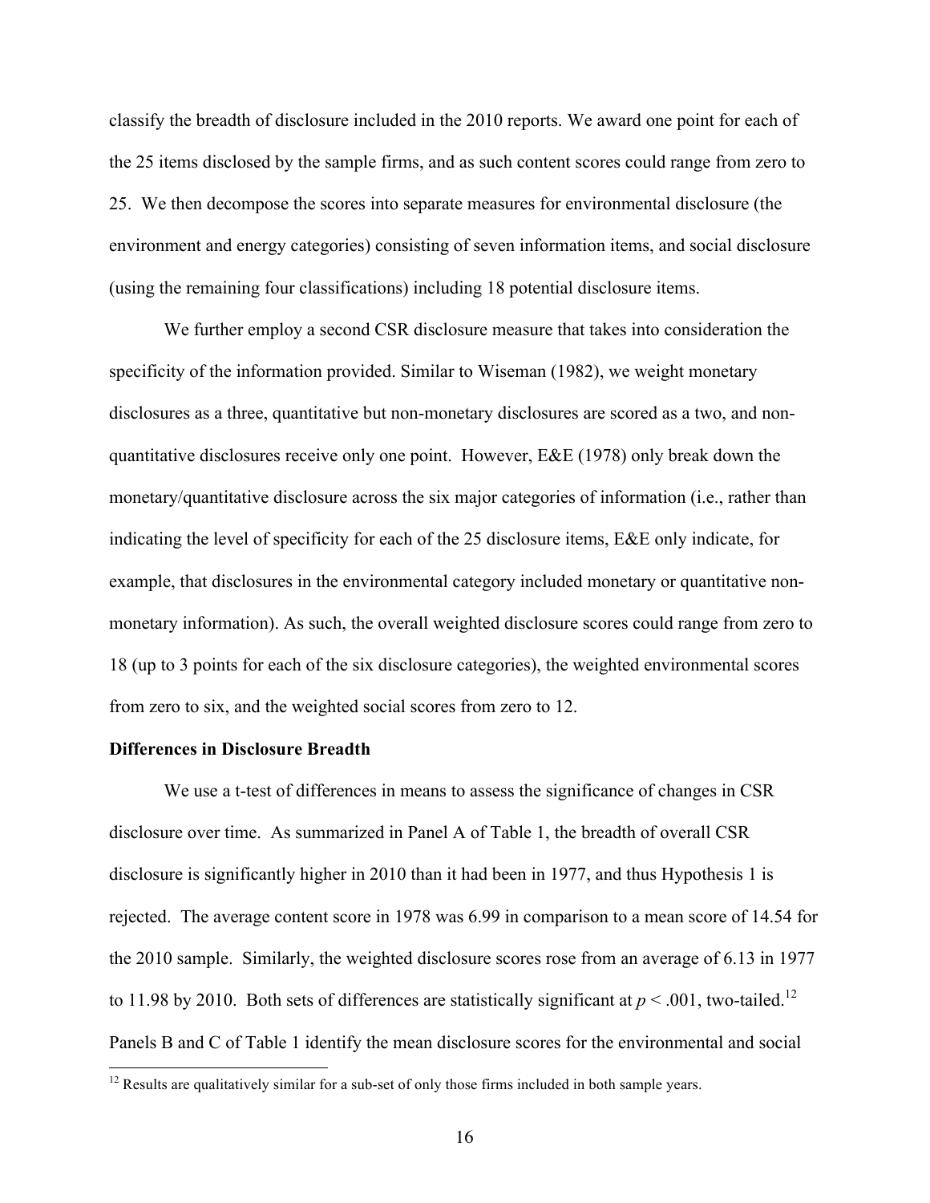classify the breadth of disclosure included in the 2010 reports. We award one point for each of the 25 items disclosed by the sample firms, and as such content scores could range from zero to 25. We then decompose the scores into separate measures for environmental disclosure (the environment and energy categories) consisting of seven information items, and social disclosure (using the remaining four classifications) including 18 potential disclosure items.

We further employ a second CSR disclosure measure that takes into consideration the specificity of the information provided. Similar to Wiseman (1982), we weight monetary disclosures as a three, quantitative but non-monetary disclosures are scored as a two, and non-quantitative disclosures receive only one point. However, E&E (1978) only break down the monetary/quantitative disclosure across the six major categories of information (i.e., rather than indicating the level of specificity for each of the 25 disclosure items, E&E only indicate, for example, that disclosures in the environmental category included monetary or quantitative non-monetary information). As such, the overall weighted disclosure scores could range from zero to 18 (up to 3 points for each of the six disclosure categories), the weighted environmental scores from zero to six, and the weighted social scores from zero to 12.

**Differences in Disclosure Breadth**

We use a t-test of differences in means to assess the significance of changes in CSR disclosure over time. As summarized in Panel A of Table 1, the breadth of overall CSR disclosure is significantly higher in 2010 than it had been in 1977, and thus Hypothesis 1 is rejected. The average content score in 1978 was 6.99 in comparison to a mean score of 14.54 for the 2010 sample. Similarly, the weighted disclosure scores rose from an average of 6.13 in 1977 to 11.98 by 2010. Both sets of differences are statistically significant at $p < .001$, two-tailed.[12] Panels B and C of Table 1 identify the mean disclosure scores for the environmental and social

[12] Results are qualitatively similar for a sub-set of only those firms included in both sample years.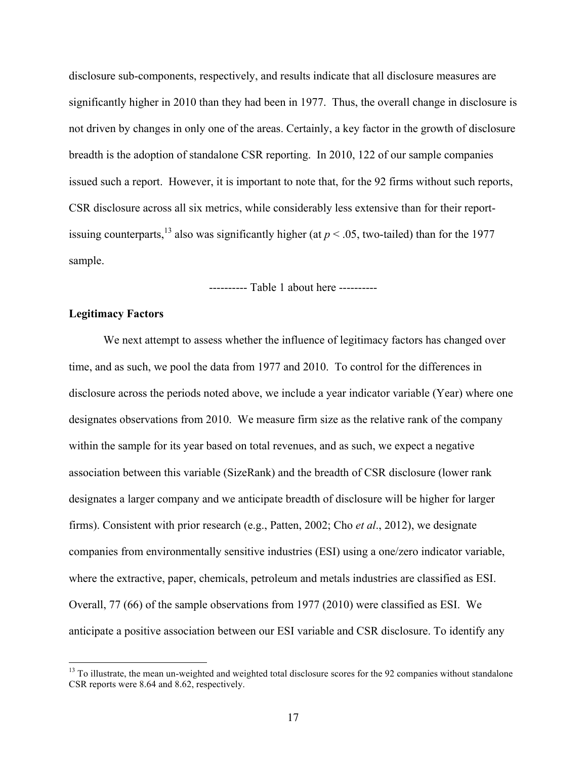disclosure sub-components, respectively, and results indicate that all disclosure measures are significantly higher in 2010 than they had been in 1977. Thus, the overall change in disclosure is not driven by changes in only one of the areas. Certainly, a key factor in the growth of disclosure breadth is the adoption of standalone CSR reporting. In 2010, 122 of our sample companies issued such a report. However, it is important to note that, for the 92 firms without such reports, CSR disclosure across all six metrics, while considerably less extensive than for their report-issuing counterparts,[13] also was significantly higher (at $p < .05$, two-tailed) than for the 1977 sample.

---------- Table 1 about here ----------

**Legitimacy Factors**

We next attempt to assess whether the influence of legitimacy factors has changed over time, and as such, we pool the data from 1977 and 2010. To control for the differences in disclosure across the periods noted above, we include a year indicator variable (Year) where one designates observations from 2010. We measure firm size as the relative rank of the company within the sample for its year based on total revenues, and as such, we expect a negative association between this variable (SizeRank) and the breadth of CSR disclosure (lower rank designates a larger company and we anticipate breadth of disclosure will be higher for larger firms). Consistent with prior research (e.g., Patten, 2002; Cho *et al*., 2012), we designate companies from environmentally sensitive industries (ESI) using a one/zero indicator variable, where the extractive, paper, chemicals, petroleum and metals industries are classified as ESI. Overall, 77 (66) of the sample observations from 1977 (2010) were classified as ESI. We anticipate a positive association between our ESI variable and CSR disclosure. To identify any

[13] To illustrate, the mean un-weighted and weighted total disclosure scores for the 92 companies without standalone CSR reports were 8.64 and 8.62, respectively.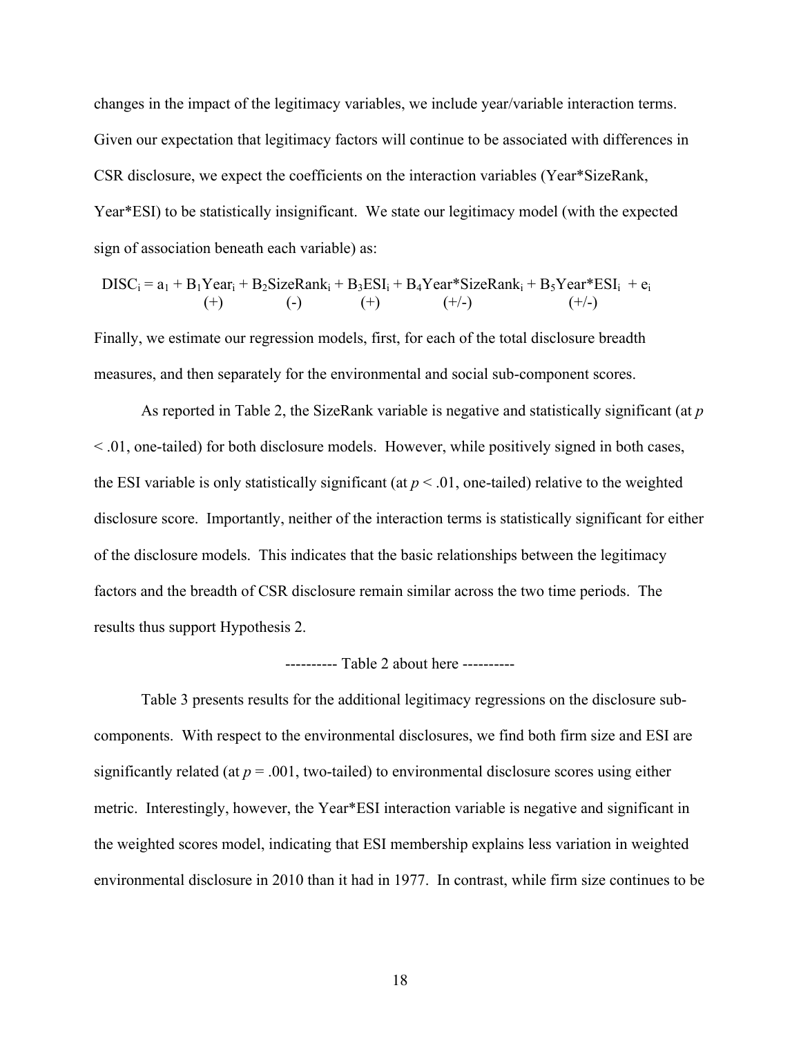changes in the impact of the legitimacy variables, we include year/variable interaction terms. Given our expectation that legitimacy factors will continue to be associated with differences in CSR disclosure, we expect the coefficients on the interaction variables (Year*SizeRank, Year*ESI) to be statistically insignificant. We state our legitimacy model (with the expected sign of association beneath each variable) as:

$$DISC_i = a_1 + \underset{(+)}{B_1 Year_i} + \underset{(-)}{B_2 SizeRank_i} + \underset{(+)}{B_3 ESI_i} + \underset{(+/-)}{B_4 Year*SizeRank_i} + \underset{(+/-)}{B_5 Year*ESI_i} + e_i$$

Finally, we estimate our regression models, first, for each of the total disclosure breadth measures, and then separately for the environmental and social sub-component scores.

As reported in Table 2, the SizeRank variable is negative and statistically significant (at $p < .01$, one-tailed) for both disclosure models. However, while positively signed in both cases, the ESI variable is only statistically significant (at $p < .01$, one-tailed) relative to the weighted disclosure score. Importantly, neither of the interaction terms is statistically significant for either of the disclosure models. This indicates that the basic relationships between the legitimacy factors and the breadth of CSR disclosure remain similar across the two time periods. The results thus support Hypothesis 2.

---------- Table 2 about here ----------

Table 3 presents results for the additional legitimacy regressions on the disclosure sub-components. With respect to the environmental disclosures, we find both firm size and ESI are significantly related (at $p = .001$, two-tailed) to environmental disclosure scores using either metric. Interestingly, however, the Year*ESI interaction variable is negative and significant in the weighted scores model, indicating that ESI membership explains less variation in weighted environmental disclosure in 2010 than it had in 1977. In contrast, while firm size continues to be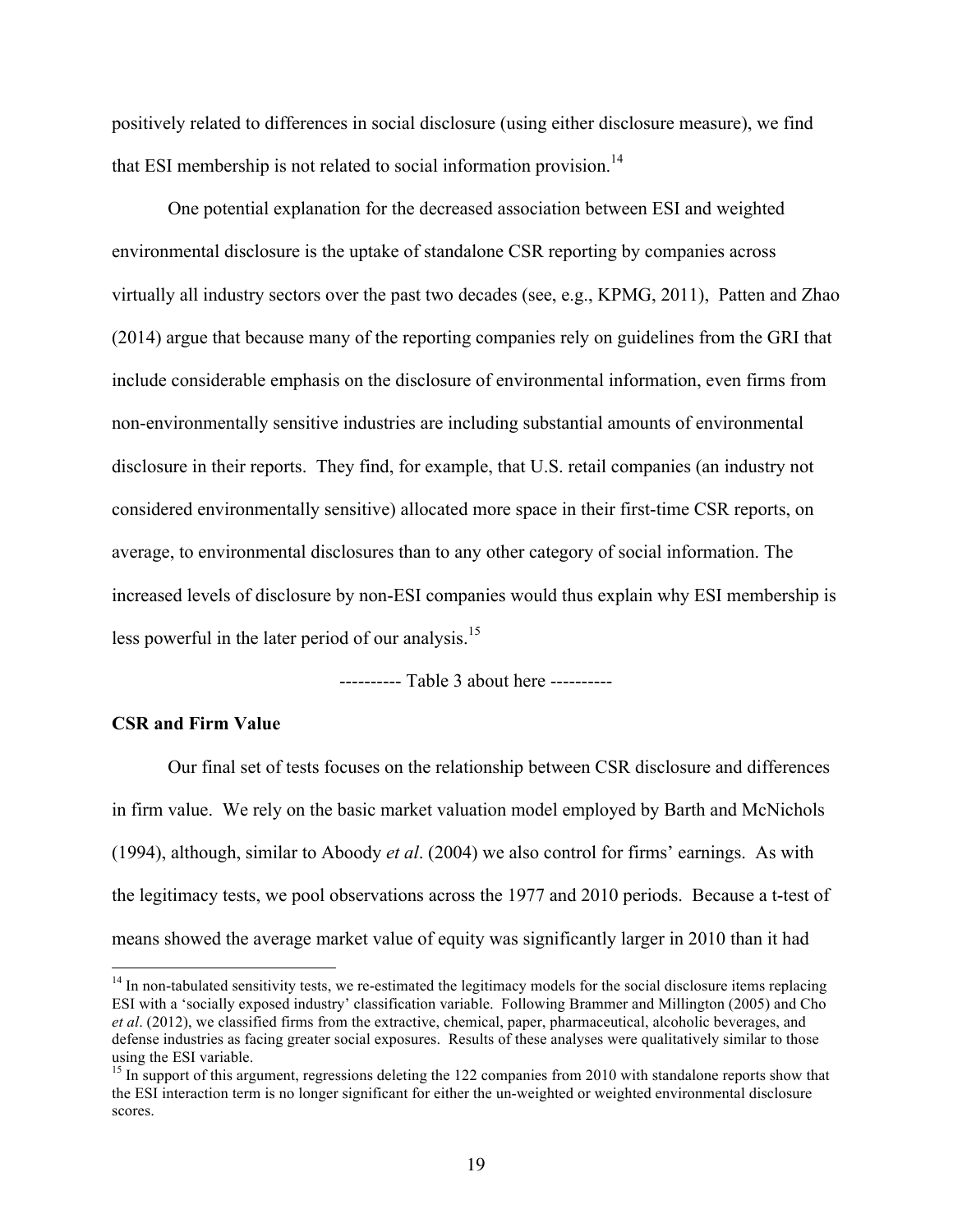positively related to differences in social disclosure (using either disclosure measure), we find that ESI membership is not related to social information provision.[14]

One potential explanation for the decreased association between ESI and weighted environmental disclosure is the uptake of standalone CSR reporting by companies across virtually all industry sectors over the past two decades (see, e.g., KPMG, 2011), Patten and Zhao (2014) argue that because many of the reporting companies rely on guidelines from the GRI that include considerable emphasis on the disclosure of environmental information, even firms from non-environmentally sensitive industries are including substantial amounts of environmental disclosure in their reports. They find, for example, that U.S. retail companies (an industry not considered environmentally sensitive) allocated more space in their first-time CSR reports, on average, to environmental disclosures than to any other category of social information. The increased levels of disclosure by non-ESI companies would thus explain why ESI membership is less powerful in the later period of our analysis.[15]

---------- Table 3 about here ----------

**CSR and Firm Value**

Our final set of tests focuses on the relationship between CSR disclosure and differences in firm value. We rely on the basic market valuation model employed by Barth and McNichols (1994), although, similar to Aboody *et al*. (2004) we also control for firms' earnings. As with the legitimacy tests, we pool observations across the 1977 and 2010 periods. Because a t-test of means showed the average market value of equity was significantly larger in 2010 than it had

---

[14] In non-tabulated sensitivity tests, we re-estimated the legitimacy models for the social disclosure items replacing ESI with a 'socially exposed industry' classification variable. Following Brammer and Millington (2005) and Cho *et al*. (2012), we classified firms from the extractive, chemical, paper, pharmaceutical, alcoholic beverages, and defense industries as facing greater social exposures. Results of these analyses were qualitatively similar to those using the ESI variable.

[15] In support of this argument, regressions deleting the 122 companies from 2010 with standalone reports show that the ESI interaction term is no longer significant for either the un-weighted or weighted environmental disclosure scores.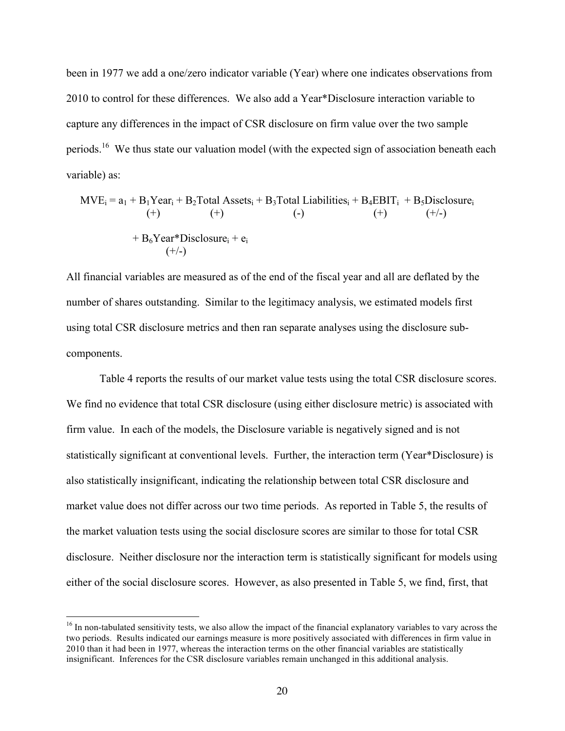been in 1977 we add a one/zero indicator variable (Year) where one indicates observations from 2010 to control for these differences. We also add a Year*Disclosure interaction variable to capture any differences in the impact of CSR disclosure on firm value over the two sample periods.[16] We thus state our valuation model (with the expected sign of association beneath each variable) as:

$$
\begin{aligned}
MVE_i = a_1 + \underset{(+)}{B_1 Year_i} + \underset{(+)}{B_2 Total\ Assets_i} + \underset{(-)}{B_3 Total\ Liabilities_i} + \underset{(+)}{B_4 EBIT_i} + \underset{(+/-)}{B_5 Disclosure_i} \\
+ \underset{(+/-)}{B_6 Year{*}Disclosure_i} + e_i
\end{aligned}
$$

All financial variables are measured as of the end of the fiscal year and all are deflated by the number of shares outstanding. Similar to the legitimacy analysis, we estimated models first using total CSR disclosure metrics and then ran separate analyses using the disclosure sub-components.

Table 4 reports the results of our market value tests using the total CSR disclosure scores. We find no evidence that total CSR disclosure (using either disclosure metric) is associated with firm value. In each of the models, the Disclosure variable is negatively signed and is not statistically significant at conventional levels. Further, the interaction term (Year*Disclosure) is also statistically insignificant, indicating the relationship between total CSR disclosure and market value does not differ across our two time periods. As reported in Table 5, the results of the market valuation tests using the social disclosure scores are similar to those for total CSR disclosure. Neither disclosure nor the interaction term is statistically significant for models using either of the social disclosure scores. However, as also presented in Table 5, we find, first, that

[16] In non-tabulated sensitivity tests, we also allow the impact of the financial explanatory variables to vary across the two periods. Results indicated our earnings measure is more positively associated with differences in firm value in 2010 than it had been in 1977, whereas the interaction terms on the other financial variables are statistically insignificant. Inferences for the CSR disclosure variables remain unchanged in this additional analysis.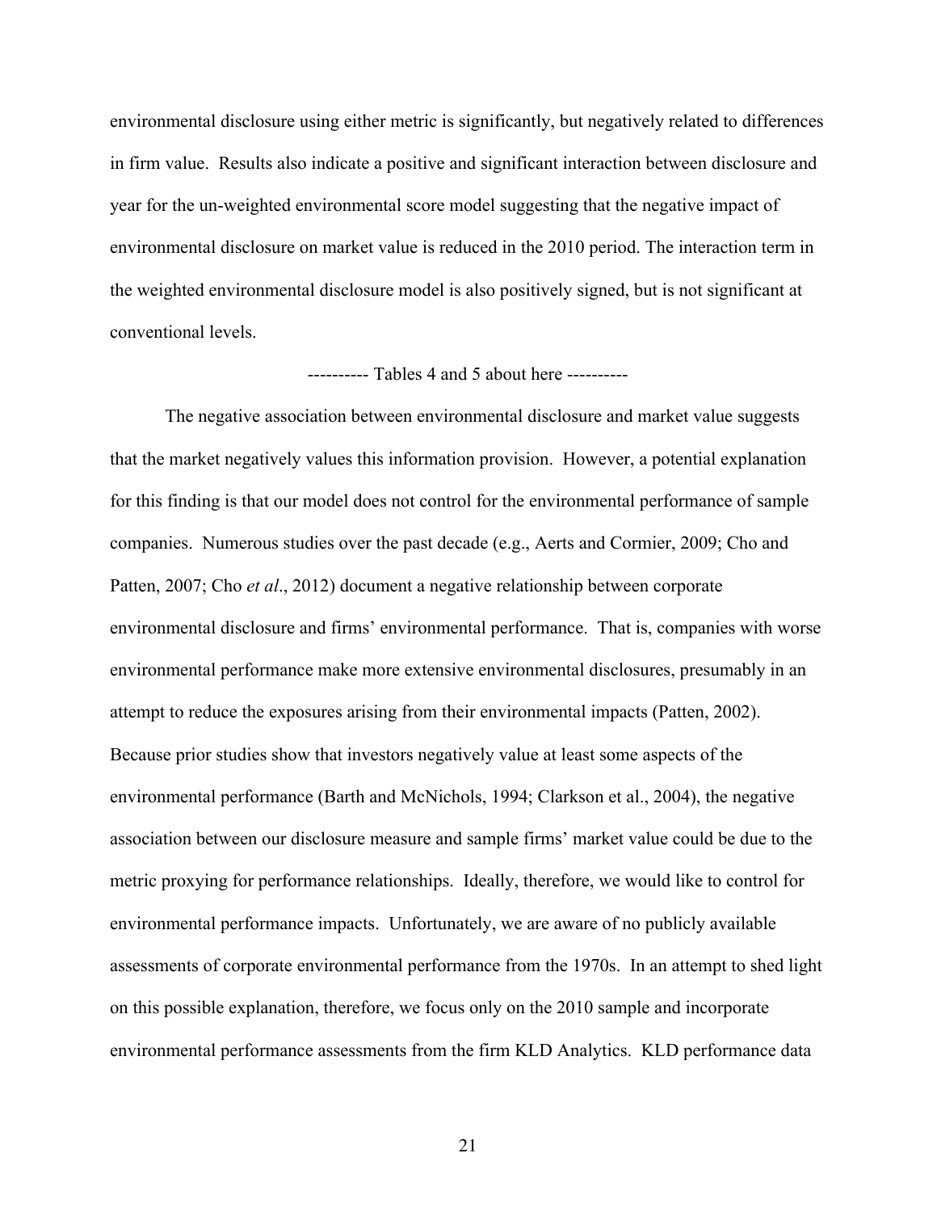environmental disclosure using either metric is significantly, but negatively related to differences in firm value. Results also indicate a positive and significant interaction between disclosure and year for the un-weighted environmental score model suggesting that the negative impact of environmental disclosure on market value is reduced in the 2010 period. The interaction term in the weighted environmental disclosure model is also positively signed, but is not significant at conventional levels.

---------- Tables 4 and 5 about here ----------

The negative association between environmental disclosure and market value suggests that the market negatively values this information provision. However, a potential explanation for this finding is that our model does not control for the environmental performance of sample companies. Numerous studies over the past decade (e.g., Aerts and Cormier, 2009; Cho and Patten, 2007; Cho *et al*., 2012) document a negative relationship between corporate environmental disclosure and firms' environmental performance. That is, companies with worse environmental performance make more extensive environmental disclosures, presumably in an attempt to reduce the exposures arising from their environmental impacts (Patten, 2002). Because prior studies show that investors negatively value at least some aspects of the environmental performance (Barth and McNichols, 1994; Clarkson et al., 2004), the negative association between our disclosure measure and sample firms' market value could be due to the metric proxying for performance relationships. Ideally, therefore, we would like to control for environmental performance impacts. Unfortunately, we are aware of no publicly available assessments of corporate environmental performance from the 1970s. In an attempt to shed light on this possible explanation, therefore, we focus only on the 2010 sample and incorporate environmental performance assessments from the firm KLD Analytics. KLD performance data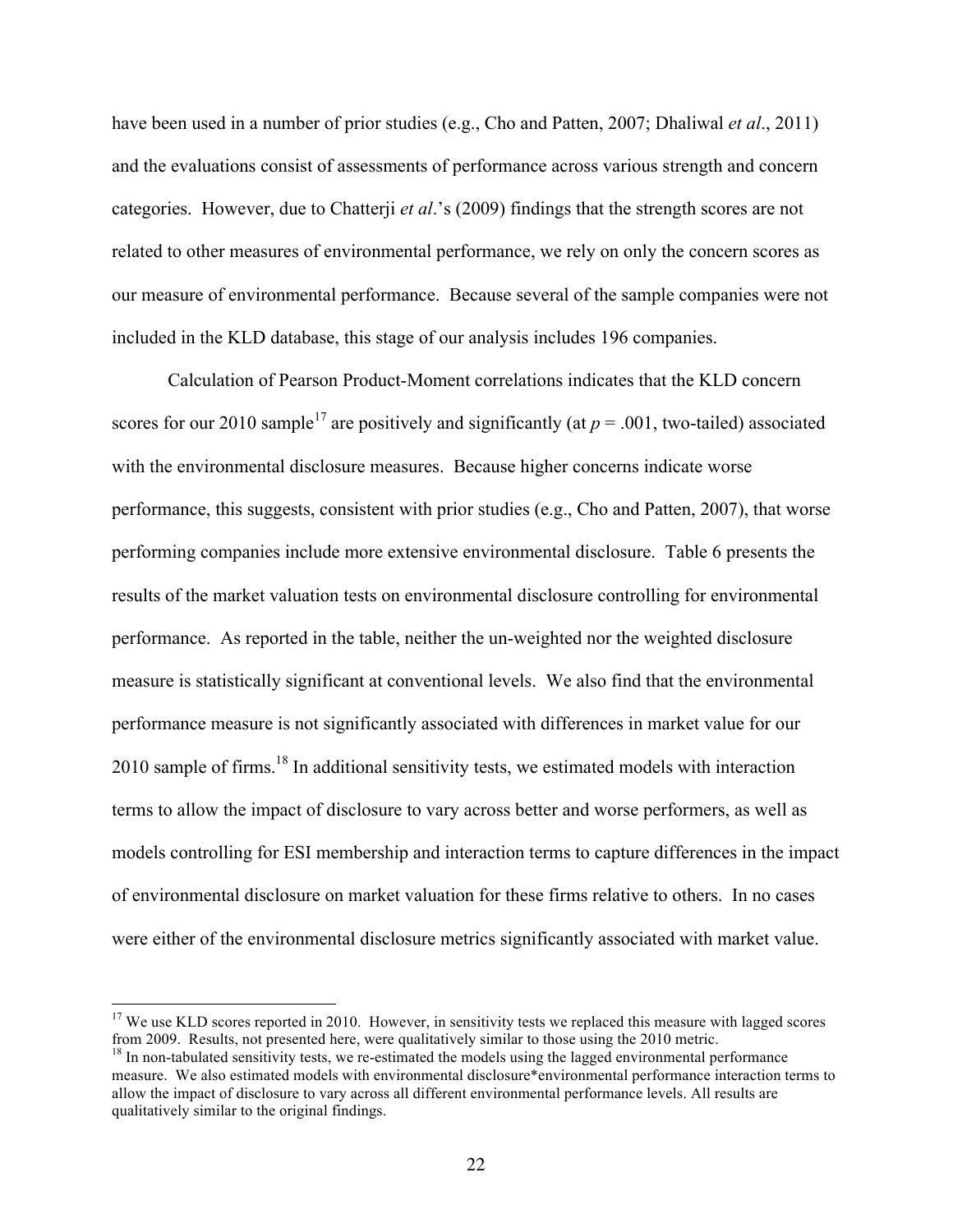have been used in a number of prior studies (e.g., Cho and Patten, 2007; Dhaliwal *et al*., 2011) and the evaluations consist of assessments of performance across various strength and concern categories. However, due to Chatterji *et al*.'s (2009) findings that the strength scores are not related to other measures of environmental performance, we rely on only the concern scores as our measure of environmental performance. Because several of the sample companies were not included in the KLD database, this stage of our analysis includes 196 companies.

Calculation of Pearson Product-Moment correlations indicates that the KLD concern scores for our 2010 sample[17] are positively and significantly (at $p = .001$, two-tailed) associated with the environmental disclosure measures. Because higher concerns indicate worse performance, this suggests, consistent with prior studies (e.g., Cho and Patten, 2007), that worse performing companies include more extensive environmental disclosure. Table 6 presents the results of the market valuation tests on environmental disclosure controlling for environmental performance. As reported in the table, neither the un-weighted nor the weighted disclosure measure is statistically significant at conventional levels. We also find that the environmental performance measure is not significantly associated with differences in market value for our 2010 sample of firms.[18] In additional sensitivity tests, we estimated models with interaction terms to allow the impact of disclosure to vary across better and worse performers, as well as models controlling for ESI membership and interaction terms to capture differences in the impact of environmental disclosure on market valuation for these firms relative to others. In no cases were either of the environmental disclosure metrics significantly associated with market value.

---

[17] We use KLD scores reported in 2010. However, in sensitivity tests we replaced this measure with lagged scores from 2009. Results, not presented here, were qualitatively similar to those using the 2010 metric.

[18] In non-tabulated sensitivity tests, we re-estimated the models using the lagged environmental performance measure. We also estimated models with environmental disclosure*environmental performance interaction terms to allow the impact of disclosure to vary across all different environmental performance levels. All results are qualitatively similar to the original findings.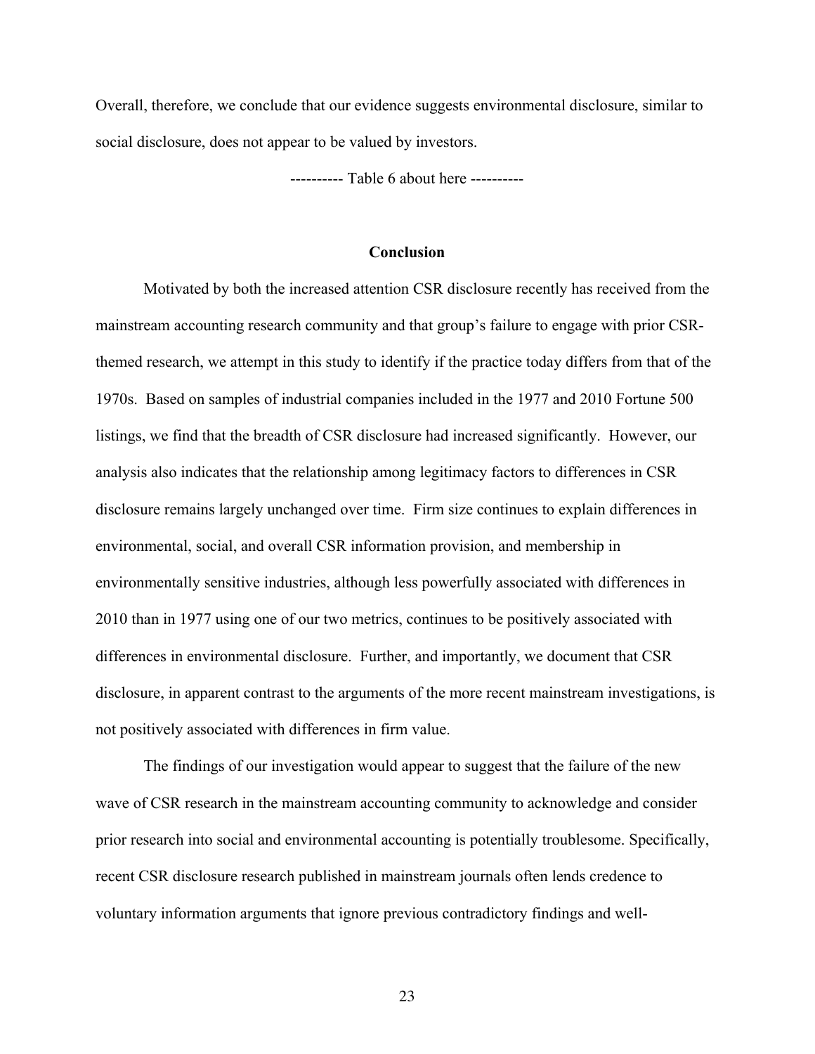Overall, therefore, we conclude that our evidence suggests environmental disclosure, similar to social disclosure, does not appear to be valued by investors.

---------- Table 6 about here ----------

## Conclusion

Motivated by both the increased attention CSR disclosure recently has received from the mainstream accounting research community and that group's failure to engage with prior CSR-themed research, we attempt in this study to identify if the practice today differs from that of the 1970s. Based on samples of industrial companies included in the 1977 and 2010 Fortune 500 listings, we find that the breadth of CSR disclosure had increased significantly. However, our analysis also indicates that the relationship among legitimacy factors to differences in CSR disclosure remains largely unchanged over time. Firm size continues to explain differences in environmental, social, and overall CSR information provision, and membership in environmentally sensitive industries, although less powerfully associated with differences in 2010 than in 1977 using one of our two metrics, continues to be positively associated with differences in environmental disclosure. Further, and importantly, we document that CSR disclosure, in apparent contrast to the arguments of the more recent mainstream investigations, is not positively associated with differences in firm value.

The findings of our investigation would appear to suggest that the failure of the new wave of CSR research in the mainstream accounting community to acknowledge and consider prior research into social and environmental accounting is potentially troublesome. Specifically, recent CSR disclosure research published in mainstream journals often lends credence to voluntary information arguments that ignore previous contradictory findings and well-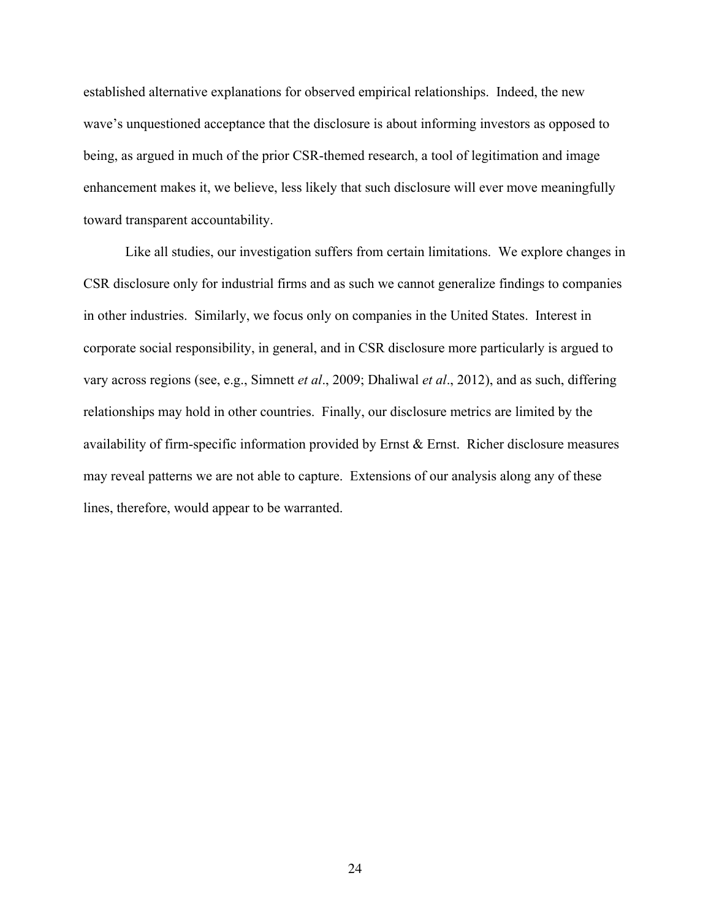established alternative explanations for observed empirical relationships. Indeed, the new wave's unquestioned acceptance that the disclosure is about informing investors as opposed to being, as argued in much of the prior CSR-themed research, a tool of legitimation and image enhancement makes it, we believe, less likely that such disclosure will ever move meaningfully toward transparent accountability.

Like all studies, our investigation suffers from certain limitations. We explore changes in CSR disclosure only for industrial firms and as such we cannot generalize findings to companies in other industries. Similarly, we focus only on companies in the United States. Interest in corporate social responsibility, in general, and in CSR disclosure more particularly is argued to vary across regions (see, e.g., Simnett *et al*., 2009; Dhaliwal *et al*., 2012), and as such, differing relationships may hold in other countries. Finally, our disclosure metrics are limited by the availability of firm-specific information provided by Ernst & Ernst. Richer disclosure measures may reveal patterns we are not able to capture. Extensions of our analysis along any of these lines, therefore, would appear to be warranted.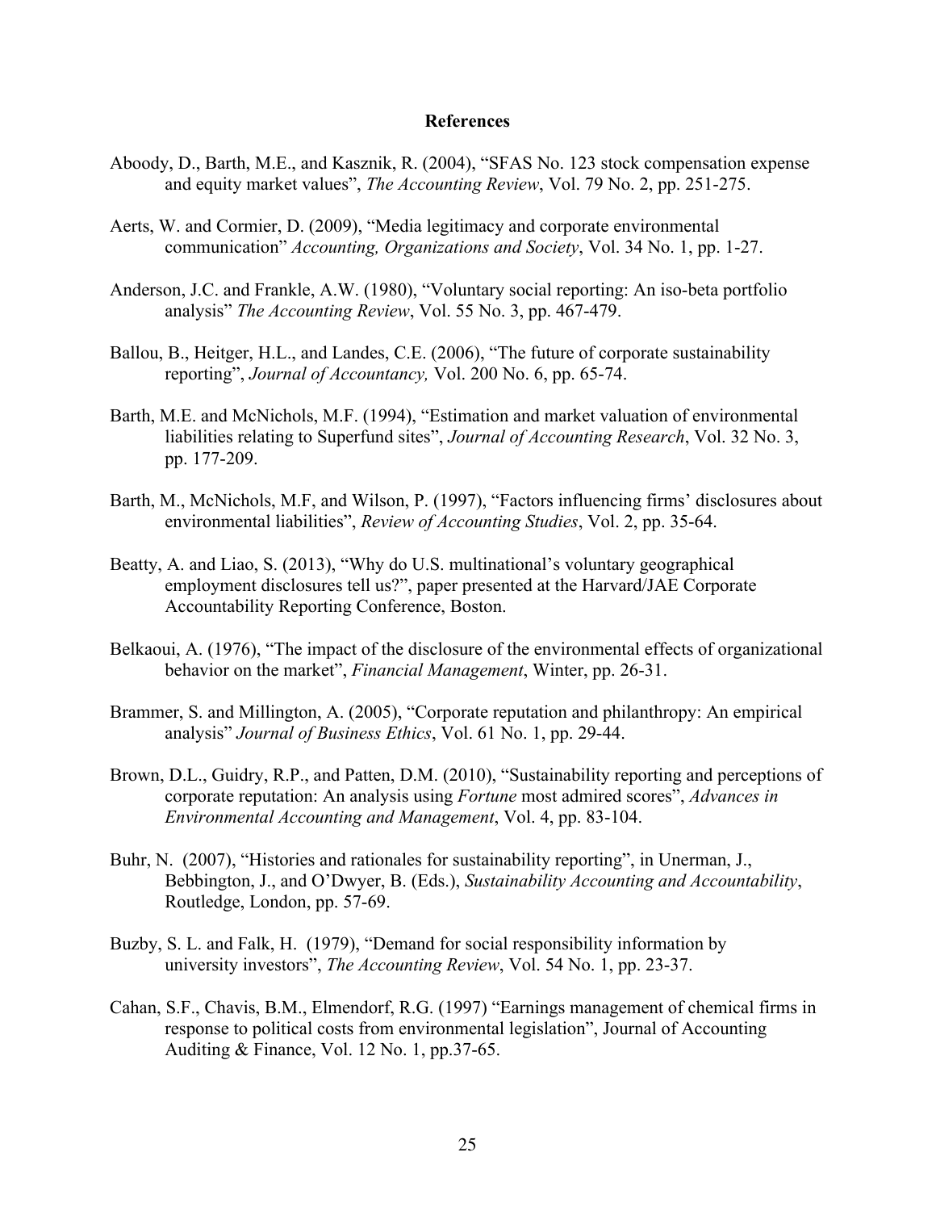# References

Aboody, D., Barth, M.E., and Kasznik, R. (2004), "SFAS No. 123 stock compensation expense and equity market values", *The Accounting Review*, Vol. 79 No. 2, pp. 251-275.

Aerts, W. and Cormier, D. (2009), "Media legitimacy and corporate environmental communication" *Accounting, Organizations and Society*, Vol. 34 No. 1, pp. 1-27.

Anderson, J.C. and Frankle, A.W. (1980), "Voluntary social reporting: An iso-beta portfolio analysis" *The Accounting Review*, Vol. 55 No. 3, pp. 467-479.

Ballou, B., Heitger, H.L., and Landes, C.E. (2006), "The future of corporate sustainability reporting", *Journal of Accountancy,* Vol. 200 No. 6, pp. 65-74.

Barth, M.E. and McNichols, M.F. (1994), "Estimation and market valuation of environmental liabilities relating to Superfund sites", *Journal of Accounting Research*, Vol. 32 No. 3, pp. 177-209.

Barth, M., McNichols, M.F, and Wilson, P. (1997), "Factors influencing firms' disclosures about environmental liabilities", *Review of Accounting Studies*, Vol. 2, pp. 35-64.

Beatty, A. and Liao, S. (2013), "Why do U.S. multinational's voluntary geographical employment disclosures tell us?", paper presented at the Harvard/JAE Corporate Accountability Reporting Conference, Boston.

Belkaoui, A. (1976), "The impact of the disclosure of the environmental effects of organizational behavior on the market", *Financial Management*, Winter, pp. 26-31.

Brammer, S. and Millington, A. (2005), "Corporate reputation and philanthropy: An empirical analysis" *Journal of Business Ethics*, Vol. 61 No. 1, pp. 29-44.

Brown, D.L., Guidry, R.P., and Patten, D.M. (2010), "Sustainability reporting and perceptions of corporate reputation: An analysis using *Fortune* most admired scores", *Advances in Environmental Accounting and Management*, Vol. 4, pp. 83-104.

Buhr, N. (2007), "Histories and rationales for sustainability reporting", in Unerman, J., Bebbington, J., and O'Dwyer, B. (Eds.), *Sustainability Accounting and Accountability*, Routledge, London, pp. 57-69.

Buzby, S. L. and Falk, H. (1979), "Demand for social responsibility information by university investors", *The Accounting Review*, Vol. 54 No. 1, pp. 23-37.

Cahan, S.F., Chavis, B.M., Elmendorf, R.G. (1997) "Earnings management of chemical firms in response to political costs from environmental legislation", Journal of Accounting Auditing & Finance, Vol. 12 No. 1, pp.37-65.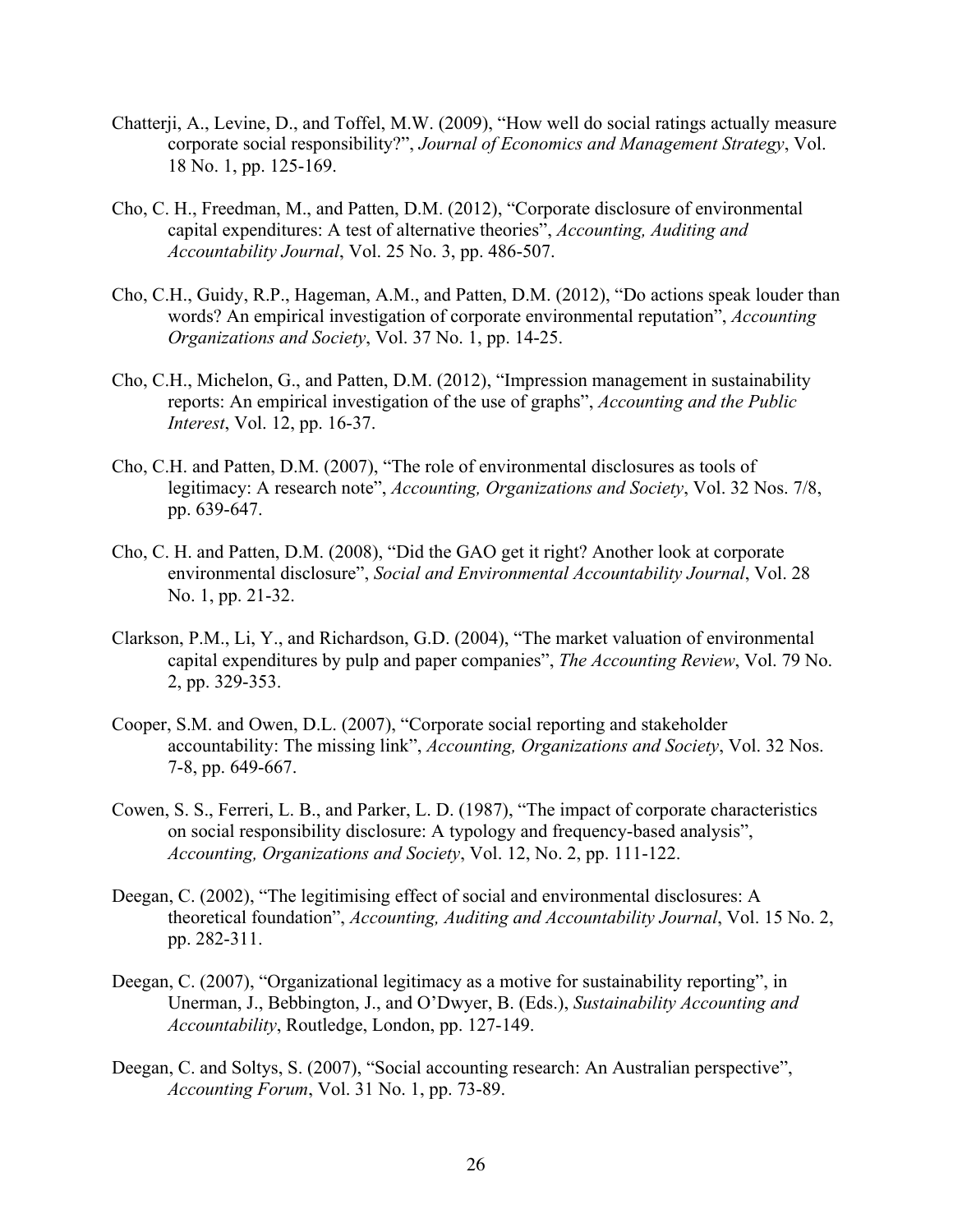Chatterji, A., Levine, D., and Toffel, M.W. (2009), "How well do social ratings actually measure corporate social responsibility?", *Journal of Economics and Management Strategy*, Vol. 18 No. 1, pp. 125-169.

Cho, C. H., Freedman, M., and Patten, D.M. (2012), "Corporate disclosure of environmental capital expenditures: A test of alternative theories", *Accounting, Auditing and Accountability Journal*, Vol. 25 No. 3, pp. 486-507.

Cho, C.H., Guidy, R.P., Hageman, A.M., and Patten, D.M. (2012), "Do actions speak louder than words? An empirical investigation of corporate environmental reputation", *Accounting Organizations and Society*, Vol. 37 No. 1, pp. 14-25.

Cho, C.H., Michelon, G., and Patten, D.M. (2012), "Impression management in sustainability reports: An empirical investigation of the use of graphs", *Accounting and the Public Interest*, Vol. 12, pp. 16-37.

Cho, C.H. and Patten, D.M. (2007), "The role of environmental disclosures as tools of legitimacy: A research note", *Accounting, Organizations and Society*, Vol. 32 Nos. 7/8, pp. 639-647.

Cho, C. H. and Patten, D.M. (2008), "Did the GAO get it right? Another look at corporate environmental disclosure", *Social and Environmental Accountability Journal*, Vol. 28 No. 1, pp. 21-32.

Clarkson, P.M., Li, Y., and Richardson, G.D. (2004), "The market valuation of environmental capital expenditures by pulp and paper companies", *The Accounting Review*, Vol. 79 No. 2, pp. 329-353.

Cooper, S.M. and Owen, D.L. (2007), "Corporate social reporting and stakeholder accountability: The missing link", *Accounting, Organizations and Society*, Vol. 32 Nos. 7-8, pp. 649-667.

Cowen, S. S., Ferreri, L. B., and Parker, L. D. (1987), "The impact of corporate characteristics on social responsibility disclosure: A typology and frequency-based analysis", *Accounting, Organizations and Society*, Vol. 12, No. 2, pp. 111-122.

Deegan, C. (2002), "The legitimising effect of social and environmental disclosures: A theoretical foundation", *Accounting, Auditing and Accountability Journal*, Vol. 15 No. 2, pp. 282-311.

Deegan, C. (2007), "Organizational legitimacy as a motive for sustainability reporting", in Unerman, J., Bebbington, J., and O'Dwyer, B. (Eds.), *Sustainability Accounting and Accountability*, Routledge, London, pp. 127-149.

Deegan, C. and Soltys, S. (2007), "Social accounting research: An Australian perspective", *Accounting Forum*, Vol. 31 No. 1, pp. 73-89.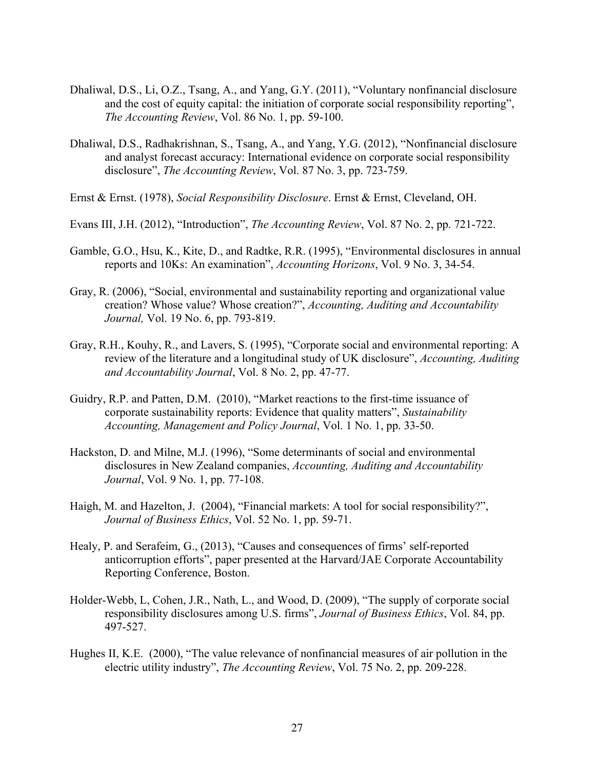Dhaliwal, D.S., Li, O.Z., Tsang, A., and Yang, G.Y. (2011), "Voluntary nonfinancial disclosure and the cost of equity capital: the initiation of corporate social responsibility reporting", *The Accounting Review*, Vol. 86 No. 1, pp. 59-100.

Dhaliwal, D.S., Radhakrishnan, S., Tsang, A., and Yang, Y.G. (2012), "Nonfinancial disclosure and analyst forecast accuracy: International evidence on corporate social responsibility disclosure", *The Accounting Review*, Vol. 87 No. 3, pp. 723-759.

Ernst & Ernst. (1978), *Social Responsibility Disclosure*. Ernst & Ernst, Cleveland, OH.

Evans III, J.H. (2012), "Introduction", *The Accounting Review*, Vol. 87 No. 2, pp. 721-722.

Gamble, G.O., Hsu, K., Kite, D., and Radtke, R.R. (1995), "Environmental disclosures in annual reports and 10Ks: An examination", *Accounting Horizons*, Vol. 9 No. 3, 34-54.

Gray, R. (2006), "Social, environmental and sustainability reporting and organizational value creation? Whose value? Whose creation?", *Accounting, Auditing and Accountability Journal,* Vol. 19 No. 6, pp. 793-819.

Gray, R.H., Kouhy, R., and Lavers, S. (1995), "Corporate social and environmental reporting: A review of the literature and a longitudinal study of UK disclosure", *Accounting, Auditing and Accountability Journal*, Vol. 8 No. 2, pp. 47-77.

Guidry, R.P. and Patten, D.M. (2010), "Market reactions to the first-time issuance of corporate sustainability reports: Evidence that quality matters", *Sustainability Accounting, Management and Policy Journal*, Vol. 1 No. 1, pp. 33-50.

Hackston, D. and Milne, M.J. (1996), "Some determinants of social and environmental disclosures in New Zealand companies, *Accounting, Auditing and Accountability Journal*, Vol. 9 No. 1, pp. 77-108.

Haigh, M. and Hazelton, J. (2004), "Financial markets: A tool for social responsibility?", *Journal of Business Ethics*, Vol. 52 No. 1, pp. 59-71.

Healy, P. and Serafeim, G., (2013), "Causes and consequences of firms' self-reported anticorruption efforts", paper presented at the Harvard/JAE Corporate Accountability Reporting Conference, Boston.

Holder-Webb, L, Cohen, J.R., Nath, L., and Wood, D. (2009), "The supply of corporate social responsibility disclosures among U.S. firms", *Journal of Business Ethics*, Vol. 84, pp. 497-527.

Hughes II, K.E. (2000), "The value relevance of nonfinancial measures of air pollution in the electric utility industry", *The Accounting Review*, Vol. 75 No. 2, pp. 209-228.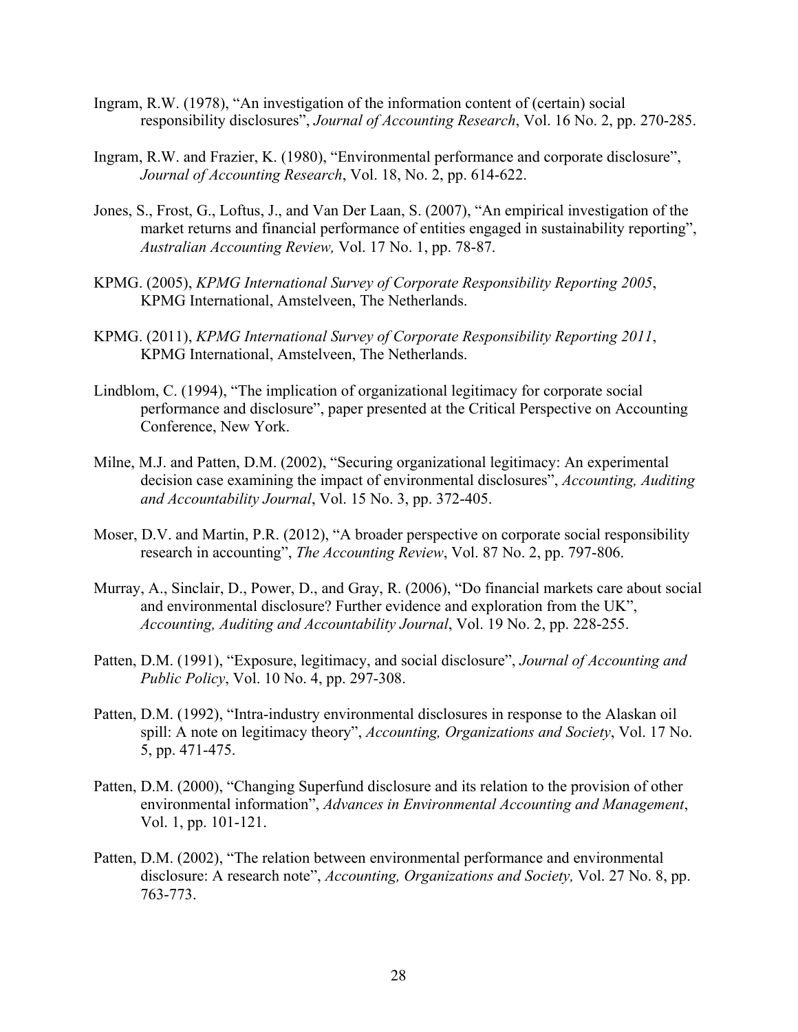Ingram, R.W. (1978), “An investigation of the information content of (certain) social responsibility disclosures”, *Journal of Accounting Research*, Vol. 16 No. 2, pp. 270-285.

Ingram, R.W. and Frazier, K. (1980), “Environmental performance and corporate disclosure”, *Journal of Accounting Research*, Vol. 18, No. 2, pp. 614-622.

Jones, S., Frost, G., Loftus, J., and Van Der Laan, S. (2007), “An empirical investigation of the market returns and financial performance of entities engaged in sustainability reporting”, *Australian Accounting Review,* Vol. 17 No. 1, pp. 78-87.

KPMG. (2005), *KPMG International Survey of Corporate Responsibility Reporting 2005*, KPMG International, Amstelveen, The Netherlands.

KPMG. (2011), *KPMG International Survey of Corporate Responsibility Reporting 2011*, KPMG International, Amstelveen, The Netherlands.

Lindblom, C. (1994), “The implication of organizational legitimacy for corporate social performance and disclosure”, paper presented at the Critical Perspective on Accounting Conference, New York.

Milne, M.J. and Patten, D.M. (2002), “Securing organizational legitimacy: An experimental decision case examining the impact of environmental disclosures”, *Accounting, Auditing and Accountability Journal*, Vol. 15 No. 3, pp. 372-405.

Moser, D.V. and Martin, P.R. (2012), “A broader perspective on corporate social responsibility research in accounting”, *The Accounting Review*, Vol. 87 No. 2, pp. 797-806.

Murray, A., Sinclair, D., Power, D., and Gray, R. (2006), “Do financial markets care about social and environmental disclosure? Further evidence and exploration from the UK”, *Accounting, Auditing and Accountability Journal*, Vol. 19 No. 2, pp. 228-255.

Patten, D.M. (1991), “Exposure, legitimacy, and social disclosure”, *Journal of Accounting and Public Policy*, Vol. 10 No. 4, pp. 297-308.

Patten, D.M. (1992), “Intra-industry environmental disclosures in response to the Alaskan oil spill: A note on legitimacy theory”, *Accounting, Organizations and Society*, Vol. 17 No. 5, pp. 471-475.

Patten, D.M. (2000), “Changing Superfund disclosure and its relation to the provision of other environmental information”, *Advances in Environmental Accounting and Management*, Vol. 1, pp. 101-121.

Patten, D.M. (2002), “The relation between environmental performance and environmental disclosure: A research note”, *Accounting, Organizations and Society,* Vol. 27 No. 8, pp. 763-773.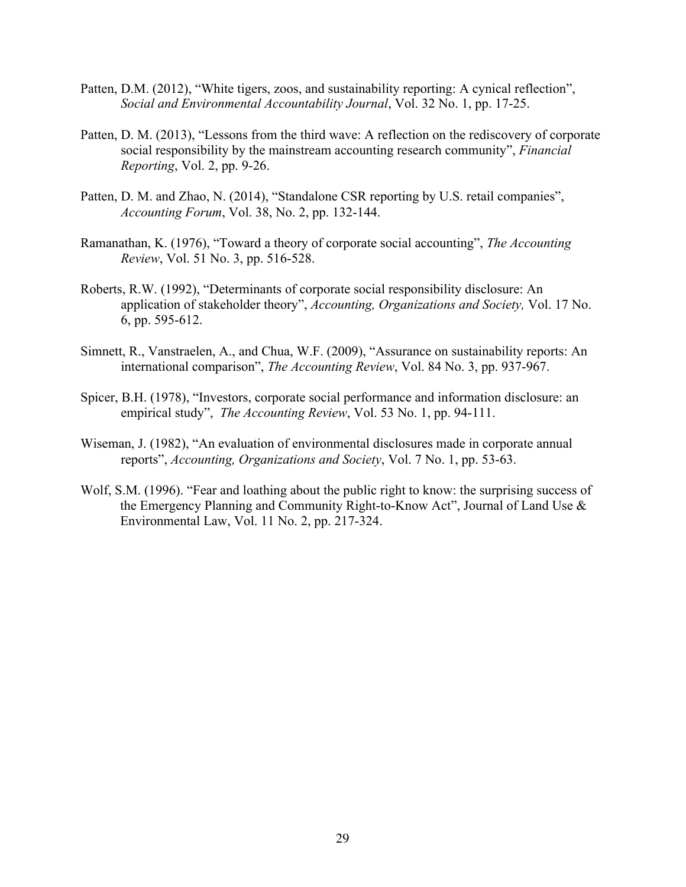Patten, D.M. (2012), "White tigers, zoos, and sustainability reporting: A cynical reflection", *Social and Environmental Accountability Journal*, Vol. 32 No. 1, pp. 17-25.

Patten, D. M. (2013), "Lessons from the third wave: A reflection on the rediscovery of corporate social responsibility by the mainstream accounting research community", *Financial Reporting*, Vol. 2, pp. 9-26.

Patten, D. M. and Zhao, N. (2014), "Standalone CSR reporting by U.S. retail companies", *Accounting Forum*, Vol. 38, No. 2, pp. 132-144.

Ramanathan, K. (1976), "Toward a theory of corporate social accounting", *The Accounting Review*, Vol. 51 No. 3, pp. 516-528.

Roberts, R.W. (1992), "Determinants of corporate social responsibility disclosure: An application of stakeholder theory", *Accounting, Organizations and Society,* Vol. 17 No. 6, pp. 595-612.

Simnett, R., Vanstraelen, A., and Chua, W.F. (2009), "Assurance on sustainability reports: An international comparison", *The Accounting Review*, Vol. 84 No. 3, pp. 937-967.

Spicer, B.H. (1978), "Investors, corporate social performance and information disclosure: an empirical study", *The Accounting Review*, Vol. 53 No. 1, pp. 94-111.

Wiseman, J. (1982), "An evaluation of environmental disclosures made in corporate annual reports", *Accounting, Organizations and Society*, Vol. 7 No. 1, pp. 53-63.

Wolf, S.M. (1996). "Fear and loathing about the public right to know: the surprising success of the Emergency Planning and Community Right-to-Know Act", Journal of Land Use & Environmental Law, Vol. 11 No. 2, pp. 217-324.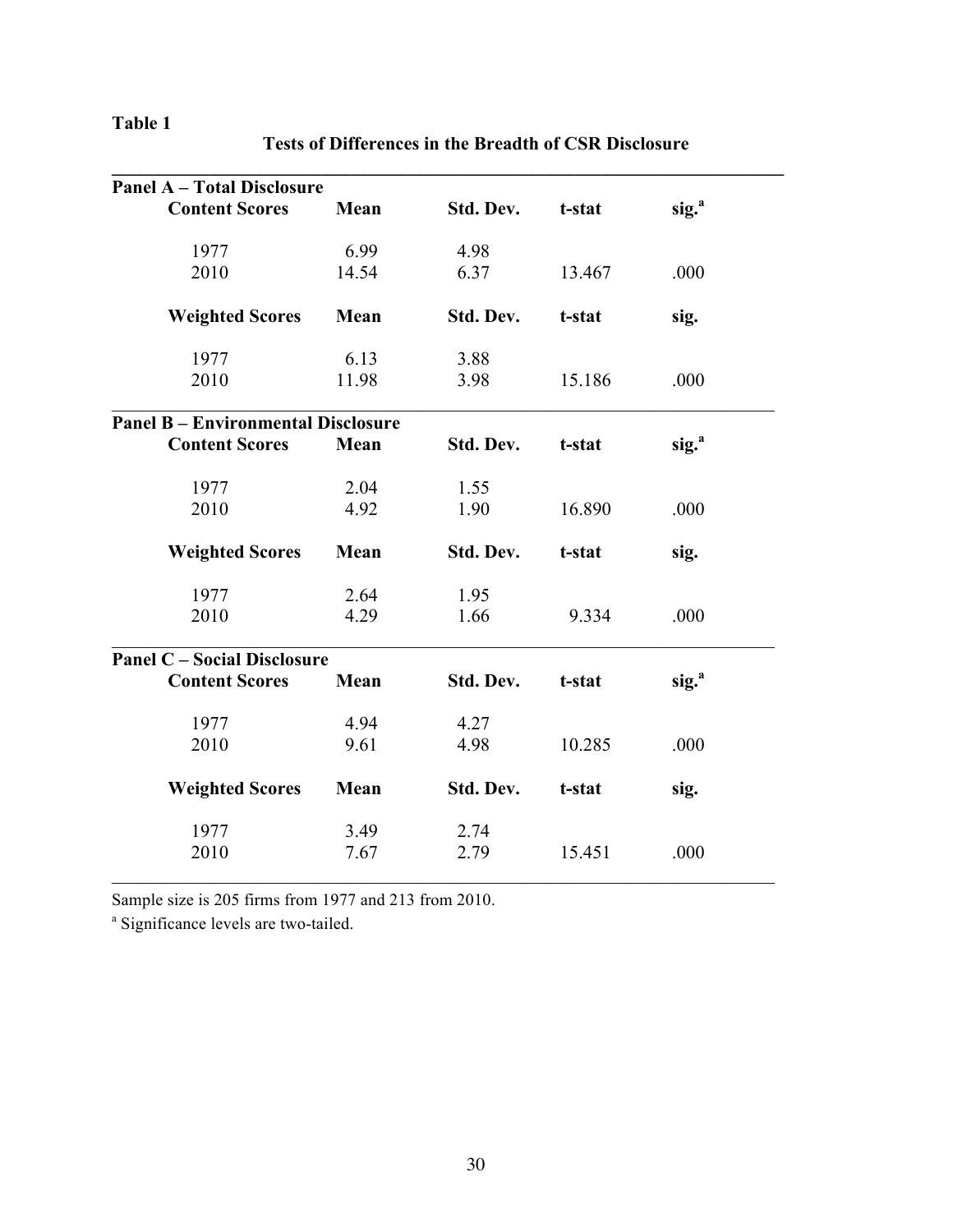**Table 1**

**Tests of Differences in the Breadth of CSR Disclosure**

| **Panel A – Total Disclosure** | | | | |
|---|---|---|---|---|
| **Content Scores** | **Mean** | **Std. Dev.** | **t-stat** | **sig.[a]** |
| 1977 | 6.99 | 4.98 | | |
| 2010 | 14.54 | 6.37 | 13.467 | .000 |
| **Weighted Scores** | **Mean** | **Std. Dev.** | **t-stat** | **sig.** |
| 1977 | 6.13 | 3.88 | | |
| 2010 | 11.98 | 3.98 | 15.186 | .000 |
| **Panel B – Environmental Disclosure** | | | | |
| **Content Scores** | **Mean** | **Std. Dev.** | **t-stat** | **sig.[a]** |
| 1977 | 2.04 | 1.55 | | |
| 2010 | 4.92 | 1.90 | 16.890 | .000 |
| **Weighted Scores** | **Mean** | **Std. Dev.** | **t-stat** | **sig.** |
| 1977 | 2.64 | 1.95 | | |
| 2010 | 4.29 | 1.66 | 9.334 | .000 |
| **Panel C – Social Disclosure** | | | | |
| **Content Scores** | **Mean** | **Std. Dev.** | **t-stat** | **sig.[a]** |
| 1977 | 4.94 | 4.27 | | |
| 2010 | 9.61 | 4.98 | 10.285 | .000 |
| **Weighted Scores** | **Mean** | **Std. Dev.** | **t-stat** | **sig.** |
| 1977 | 3.49 | 2.74 | | |
| 2010 | 7.67 | 2.79 | 15.451 | .000 |

Sample size is 205 firms from 1977 and 213 from 2010.

[a] Significance levels are two-tailed.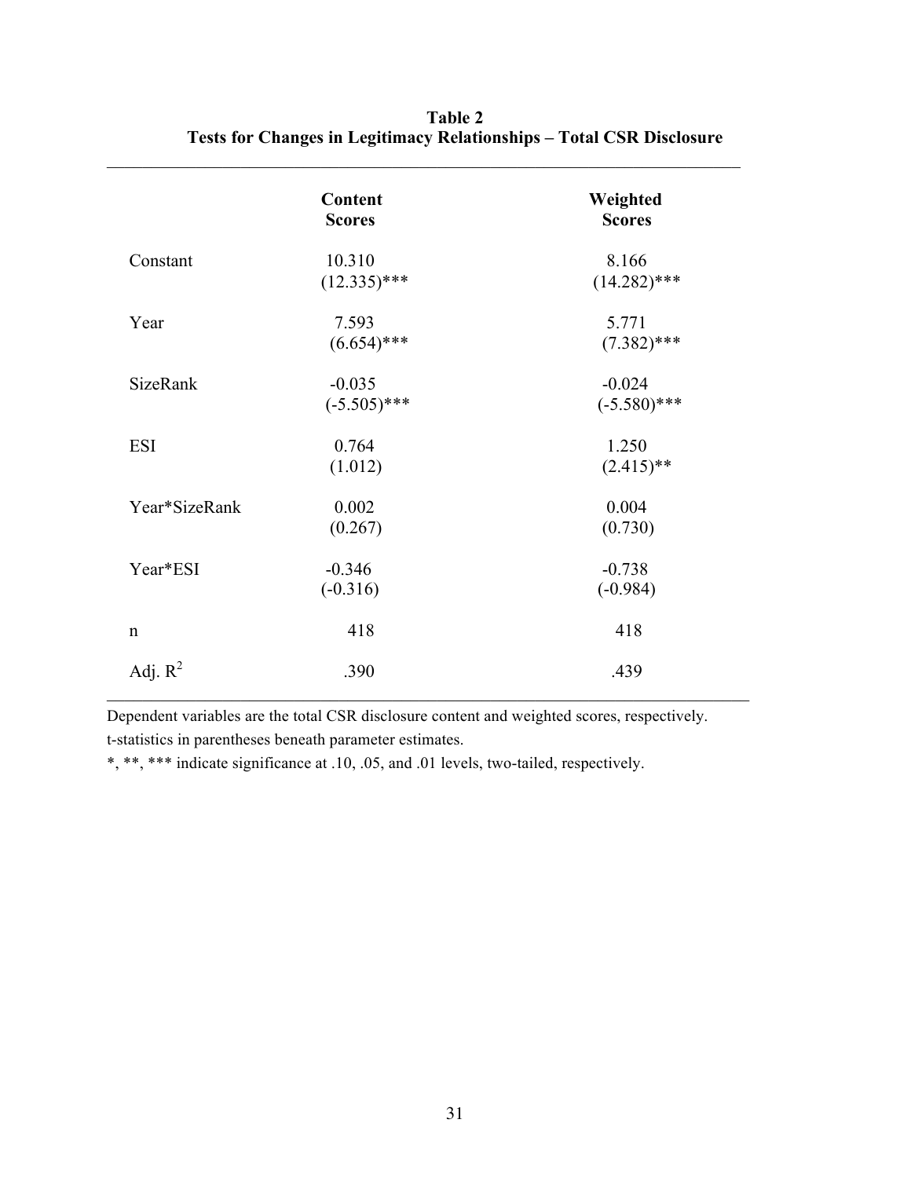**Table 2**
**Tests for Changes in Legitimacy Relationships – Total CSR Disclosure**

| | **Content Scores** | **Weighted Scores** |
|---|---|---|
| Constant | 10.310 (12.335)*** | 8.166 (14.282)*** |
| Year | 7.593 (6.654)*** | 5.771 (7.382)*** |
| SizeRank | -0.035 (-5.505)*** | -0.024 (-5.580)*** |
| ESI | 0.764 (1.012) | 1.250 (2.415)** |
| Year*SizeRank | 0.002 (0.267) | 0.004 (0.730) |
| Year*ESI | -0.346 (-0.316) | -0.738 (-0.984) |
| n | 418 | 418 |
| Adj. $R^2$ | .390 | .439 |

Dependent variables are the total CSR disclosure content and weighted scores, respectively.
t-statistics in parentheses beneath parameter estimates.
*, **, *** indicate significance at .10, .05, and .01 levels, two-tailed, respectively.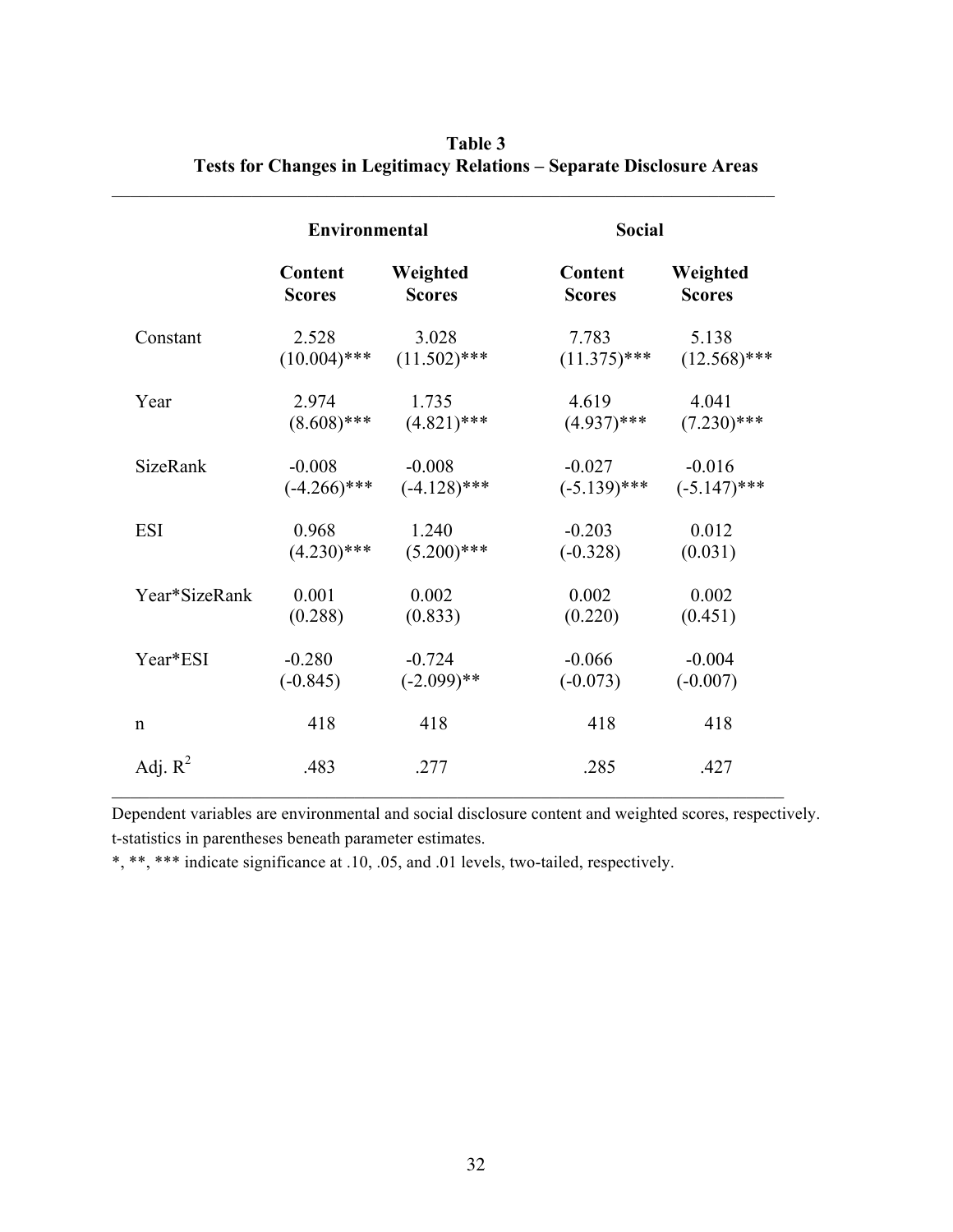**Table 3**
**Tests for Changes in Legitimacy Relations – Separate Disclosure Areas**

| | Environmental | | Social | |
|---|---|---|---|---|
| | **Content Scores** | **Weighted Scores** | **Content Scores** | **Weighted Scores** |
| Constant | 2.528<br>(10.004)*** | 3.028<br>(11.502)*** | 7.783<br>(11.375)*** | 5.138<br>(12.568)*** |
| Year | 2.974<br>(8.608)*** | 1.735<br>(4.821)*** | 4.619<br>(4.937)*** | 4.041<br>(7.230)*** |
| SizeRank | -0.008<br>(-4.266)*** | -0.008<br>(-4.128)*** | -0.027<br>(-5.139)*** | -0.016<br>(-5.147)*** |
| ESI | 0.968<br>(4.230)*** | 1.240<br>(5.200)*** | -0.203<br>(-0.328) | 0.012<br>(0.031) |
| Year*SizeRank | 0.001<br>(0.288) | 0.002<br>(0.833) | 0.002<br>(0.220) | 0.002<br>(0.451) |
| Year*ESI | -0.280<br>(-0.845) | -0.724<br>(-2.099)** | -0.066<br>(-0.073) | -0.004<br>(-0.007) |
| n | 418 | 418 | 418 | 418 |
| Adj. $R^2$ | .483 | .277 | .285 | .427 |

Dependent variables are environmental and social disclosure content and weighted scores, respectively.
t-statistics in parentheses beneath parameter estimates.
*, **, *** indicate significance at .10, .05, and .01 levels, two-tailed, respectively.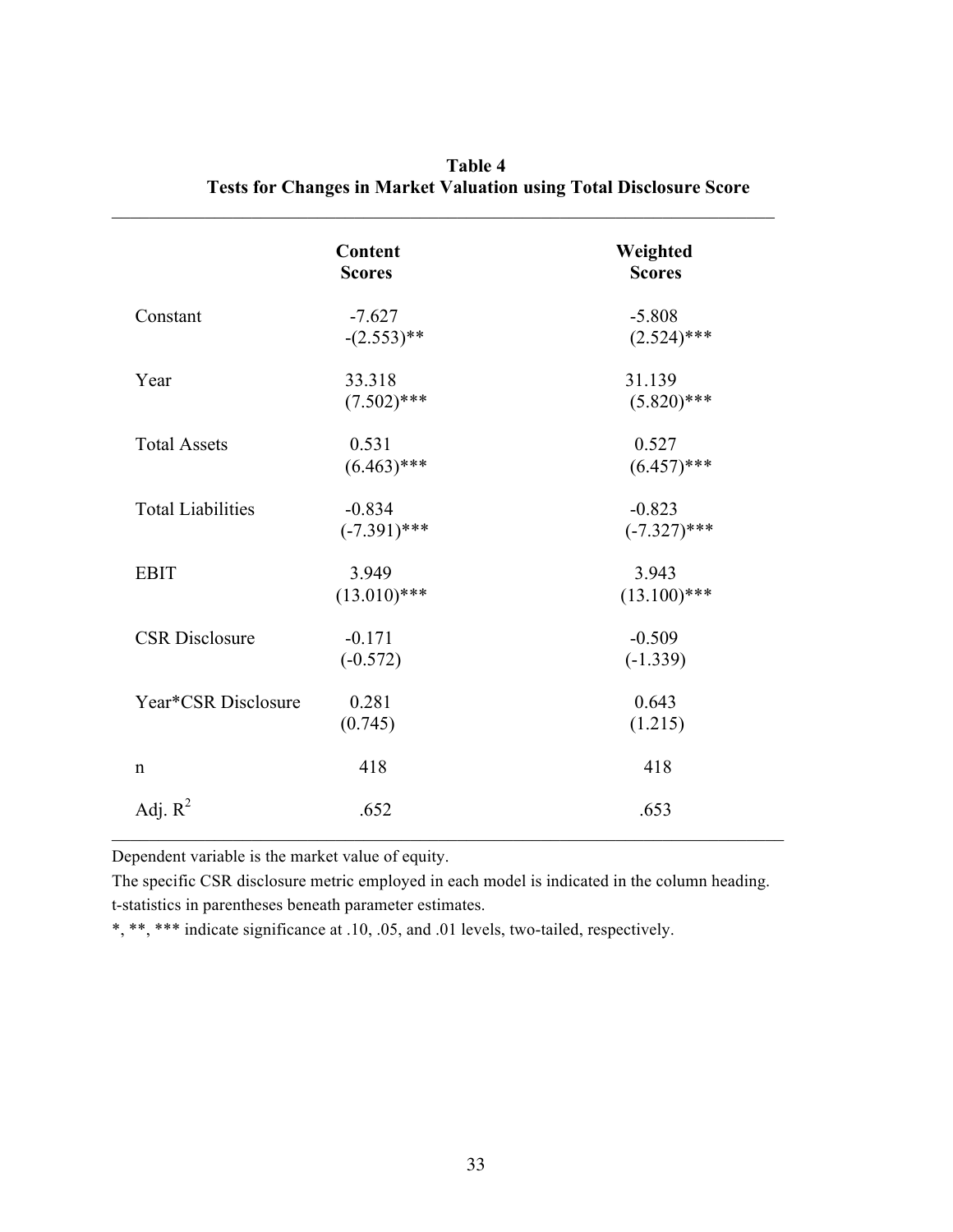**Table 4**
**Tests for Changes in Market Valuation using Total Disclosure Score**

| | **Content Scores** | **Weighted Scores** |
|---|---|---|
| Constant | -7.627 | -5.808 |
| | -(2.553)** | (2.524)*** |
| Year | 33.318 | 31.139 |
| | (7.502)*** | (5.820)*** |
| Total Assets | 0.531 | 0.527 |
| | (6.463)*** | (6.457)*** |
| Total Liabilities | -0.834 | -0.823 |
| | (-7.391)*** | (-7.327)*** |
| EBIT | 3.949 | 3.943 |
| | (13.010)*** | (13.100)*** |
| CSR Disclosure | -0.171 | -0.509 |
| | (-0.572) | (-1.339) |
| Year*CSR Disclosure | 0.281 | 0.643 |
| | (0.745) | (1.215) |
| n | 418 | 418 |
| Adj. $R^2$ | .652 | .653 |

Dependent variable is the market value of equity.

The specific CSR disclosure metric employed in each model is indicated in the column heading.

t-statistics in parentheses beneath parameter estimates.

*, **, *** indicate significance at .10, .05, and .01 levels, two-tailed, respectively.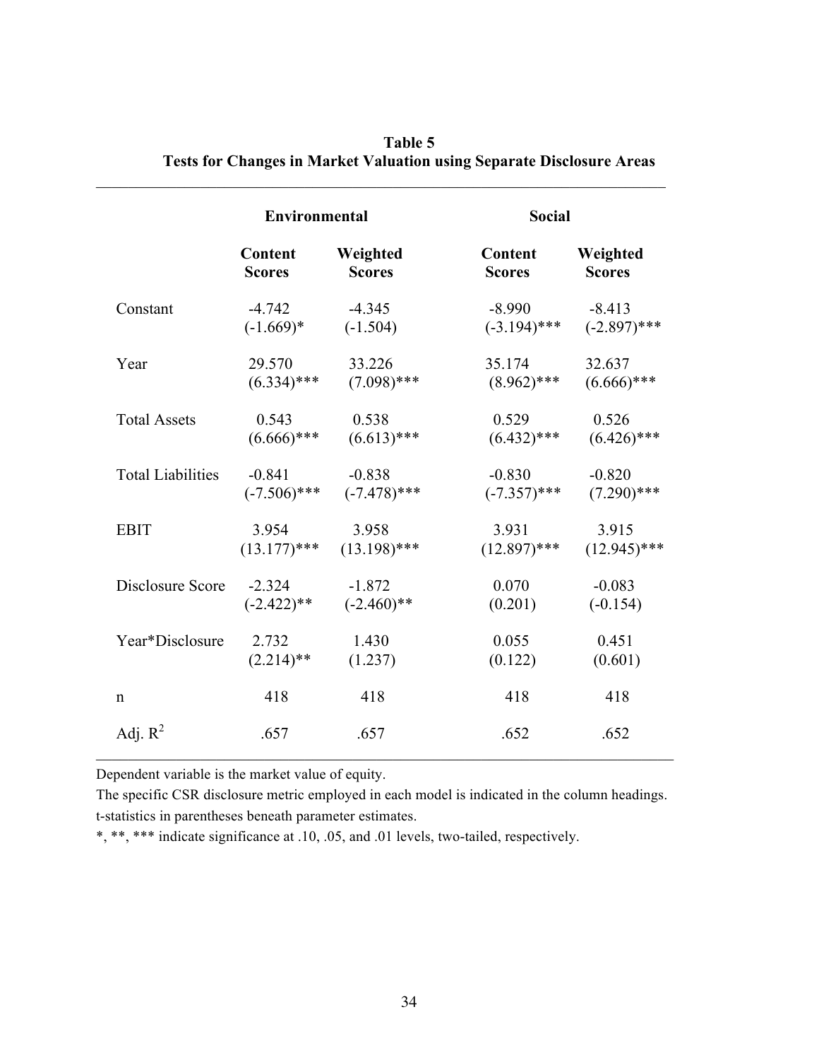**Table 5**
**Tests for Changes in Market Valuation using Separate Disclosure Areas**

| | Environmental | | Social | |
|---|---|---|---|---|
| | **Content Scores** | **Weighted Scores** | **Content Scores** | **Weighted Scores** |
| Constant | -4.742<br>(-1.669)* | -4.345<br>(-1.504) | -8.990<br>(-3.194)*** | -8.413<br>(-2.897)*** |
| Year | 29.570<br>(6.334)*** | 33.226<br>(7.098)*** | 35.174<br>(8.962)*** | 32.637<br>(6.666)*** |
| Total Assets | 0.543<br>(6.666)*** | 0.538<br>(6.613)*** | 0.529<br>(6.432)*** | 0.526<br>(6.426)*** |
| Total Liabilities | -0.841<br>(-7.506)*** | -0.838<br>(-7.478)*** | -0.830<br>(-7.357)*** | -0.820<br>(7.290)*** |
| EBIT | 3.954<br>(13.177)*** | 3.958<br>(13.198)*** | 3.931<br>(12.897)*** | 3.915<br>(12.945)*** |
| Disclosure Score | -2.324<br>(-2.422)** | -1.872<br>(-2.460)** | 0.070<br>(0.201) | -0.083<br>(-0.154) |
| Year*Disclosure | 2.732<br>(2.214)** | 1.430<br>(1.237) | 0.055<br>(0.122) | 0.451<br>(0.601) |
| n | 418 | 418 | 418 | 418 |
| Adj. $R^2$ | .657 | .657 | .652 | .652 |

Dependent variable is the market value of equity.

The specific CSR disclosure metric employed in each model is indicated in the column headings.

t-statistics in parentheses beneath parameter estimates.

*, **, *** indicate significance at .10, .05, and .01 levels, two-tailed, respectively.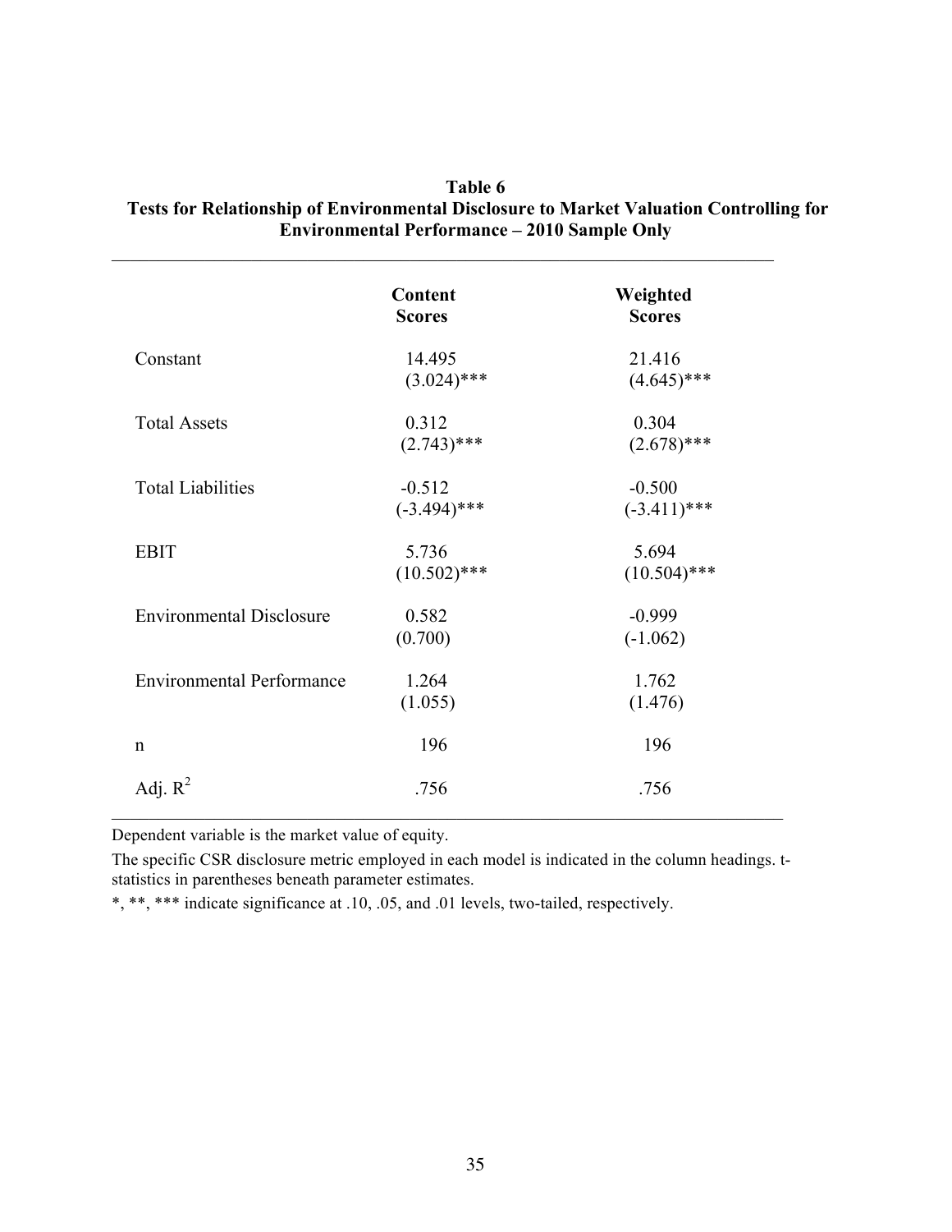**Table 6**
**Tests for Relationship of Environmental Disclosure to Market Valuation Controlling for Environmental Performance – 2010 Sample Only**

| | Content Scores | Weighted Scores |
|---|---|---|
| Constant | 14.495 | 21.416 |
| | (3.024)*** | (4.645)*** |
| Total Assets | 0.312 | 0.304 |
| | (2.743)*** | (2.678)*** |
| Total Liabilities | -0.512 | -0.500 |
| | (-3.494)*** | (-3.411)*** |
| EBIT | 5.736 | 5.694 |
| | (10.502)*** | (10.504)*** |
| Environmental Disclosure | 0.582 | -0.999 |
| | (0.700) | (-1.062) |
| Environmental Performance | 1.264 | 1.762 |
| | (1.055) | (1.476) |
| n | 196 | 196 |
| Adj. $R^2$ | .756 | .756 |

Dependent variable is the market value of equity.

The specific CSR disclosure metric employed in each model is indicated in the column headings. t-statistics in parentheses beneath parameter estimates.

*, **, *** indicate significance at .10, .05, and .01 levels, two-tailed, respectively.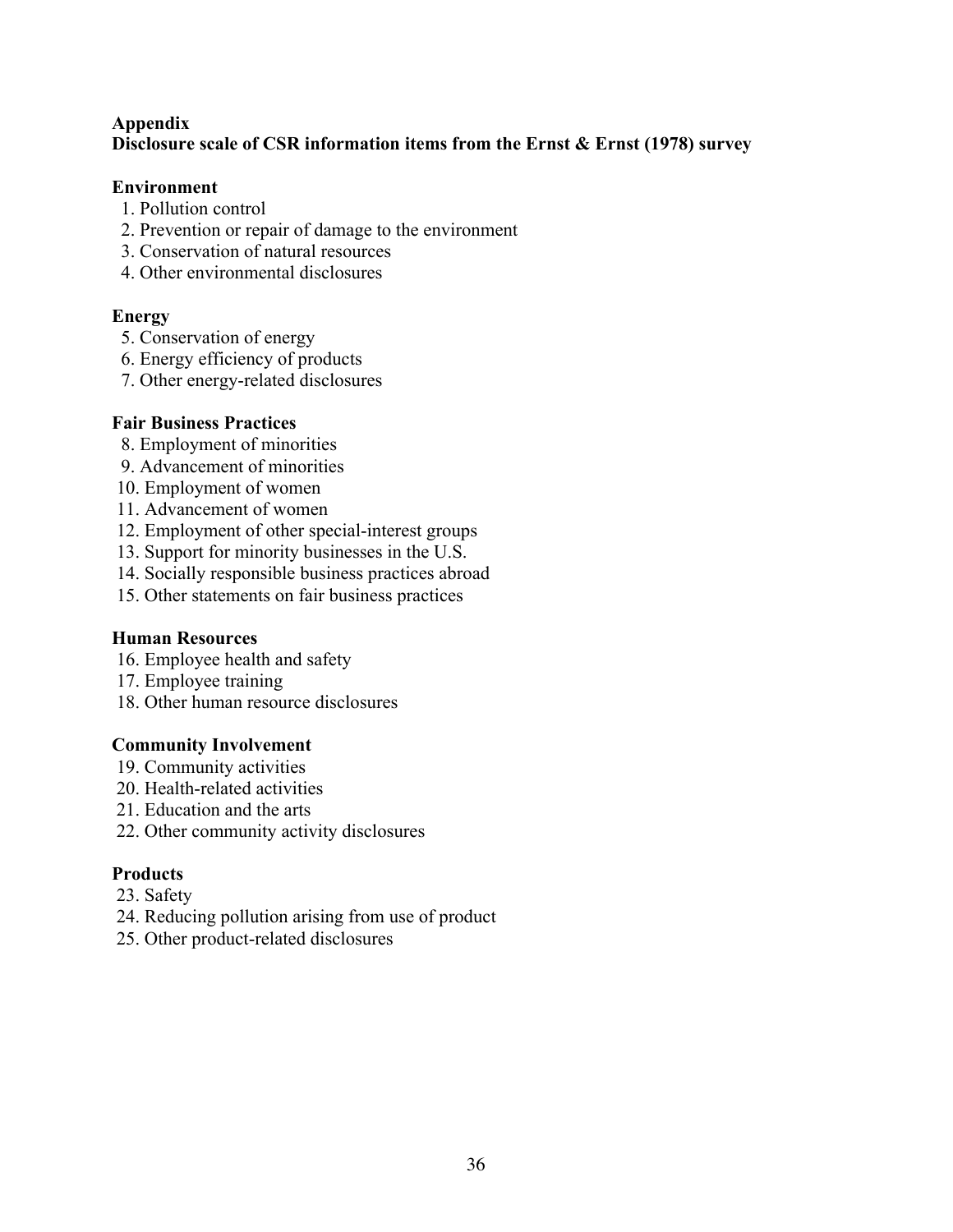**Appendix**
**Disclosure scale of CSR information items from the Ernst & Ernst (1978) survey**

**Environment**

1. Pollution control
2. Prevention or repair of damage to the environment
3. Conservation of natural resources
4. Other environmental disclosures

**Energy**

5. Conservation of energy
6. Energy efficiency of products
7. Other energy-related disclosures

**Fair Business Practices**

8. Employment of minorities
9. Advancement of minorities
10. Employment of women
11. Advancement of women
12. Employment of other special-interest groups
13. Support for minority businesses in the U.S.
14. Socially responsible business practices abroad
15. Other statements on fair business practices

**Human Resources**

16. Employee health and safety
17. Employee training
18. Other human resource disclosures

**Community Involvement**

19. Community activities
20. Health-related activities
21. Education and the arts
22. Other community activity disclosures

**Products**

23. Safety
24. Reducing pollution arising from use of product
25. Other product-related disclosures